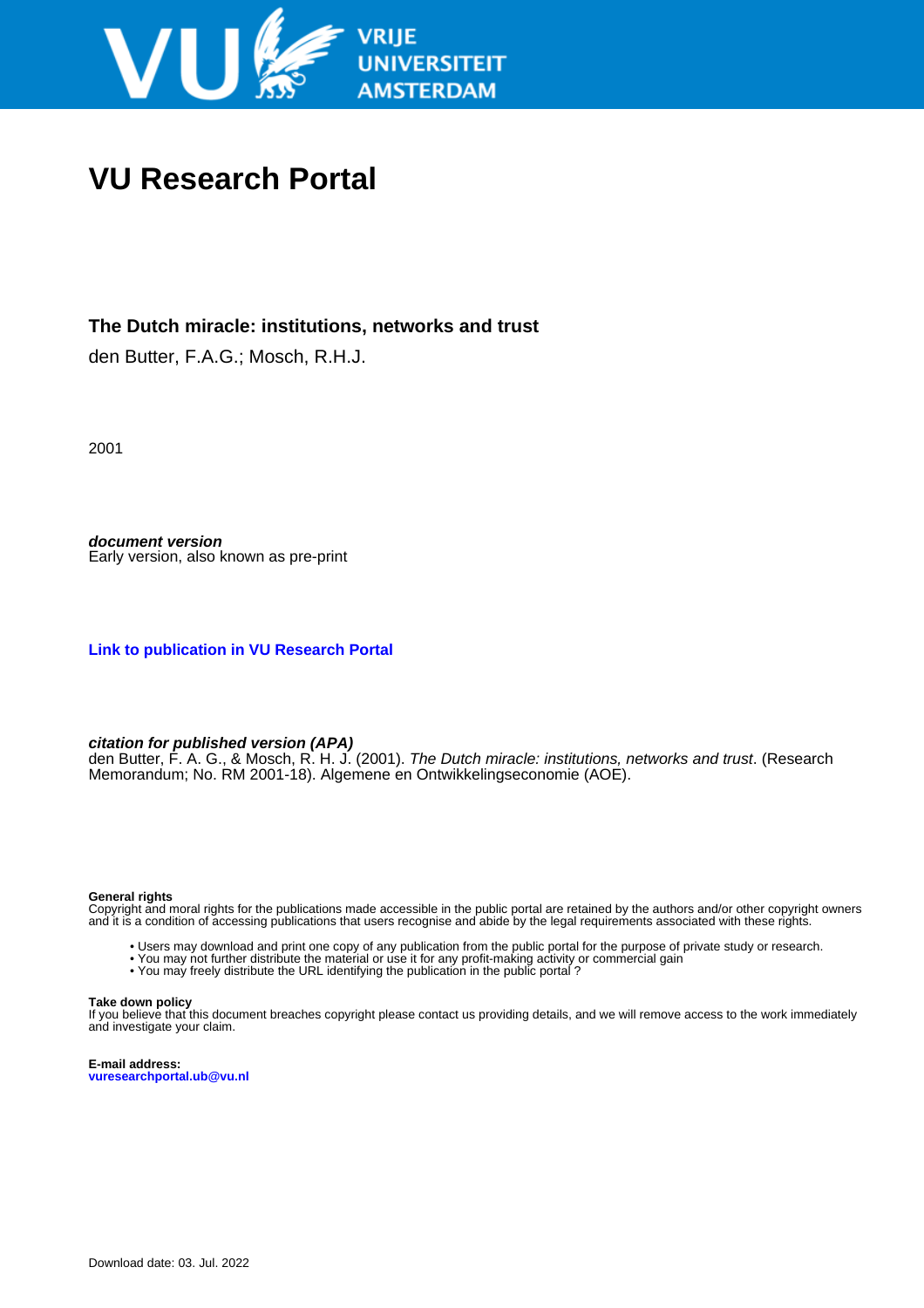# VU Research Portal

**The Dutch miracle: institutions, networks and trust**

den Butter, F.A.G.; Mosch, R.H.J.

2001

***document version***
Early version, also known as pre-print

**Link to publication in VU Research Portal**

***citation for published version (APA)***
den Butter, F. A. G., & Mosch, R. H. J. (2001). *The Dutch miracle: institutions, networks and trust*. (Research Memorandum; No. RM 2001-18). Algemene en Ontwikkelingseconomie (AOE).

**General rights**
Copyright and moral rights for the publications made accessible in the public portal are retained by the authors and/or other copyright owners and it is a condition of accessing publications that users recognise and abide by the legal requirements associated with these rights.

- Users may download and print one copy of any publication from the public portal for the purpose of private study or research.
- You may not further distribute the material or use it for any profit-making activity or commercial gain
- You may freely distribute the URL identifying the publication in the public portal ?

**Take down policy**
If you believe that this document breaches copyright please contact us providing details, and we will remove access to the work immediately and investigate your claim.

**E-mail address:**
**vuresearchportal.ub@vu.nl**

Download date: 03. Jul. 2022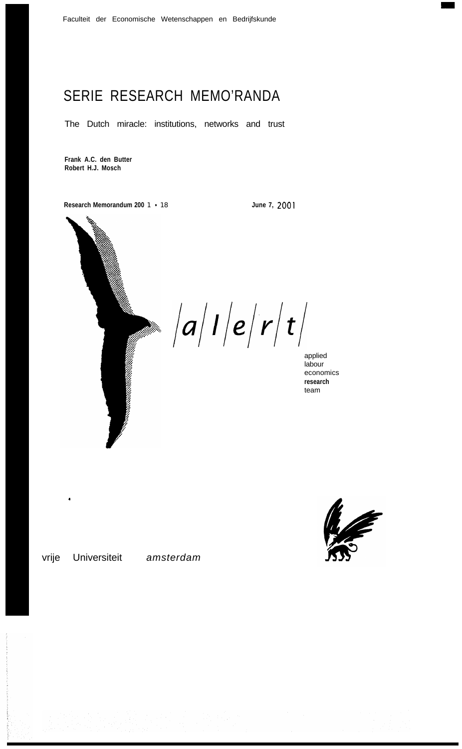Faculteit der Economische Wetenschappen en Bedrijfskunde

# SERIE RESEARCH MEMO'RANDA

The Dutch miracle: institutions, networks and trust

**Frank A.C. den Butter**
**Robert H.J. Mosch**

**Research Memorandum 200** 1 • 18 **June 7,** 2001

/a/l/e/r/t/

applied
labour
economics
**research**
team

vrije Universiteit *amsterdam*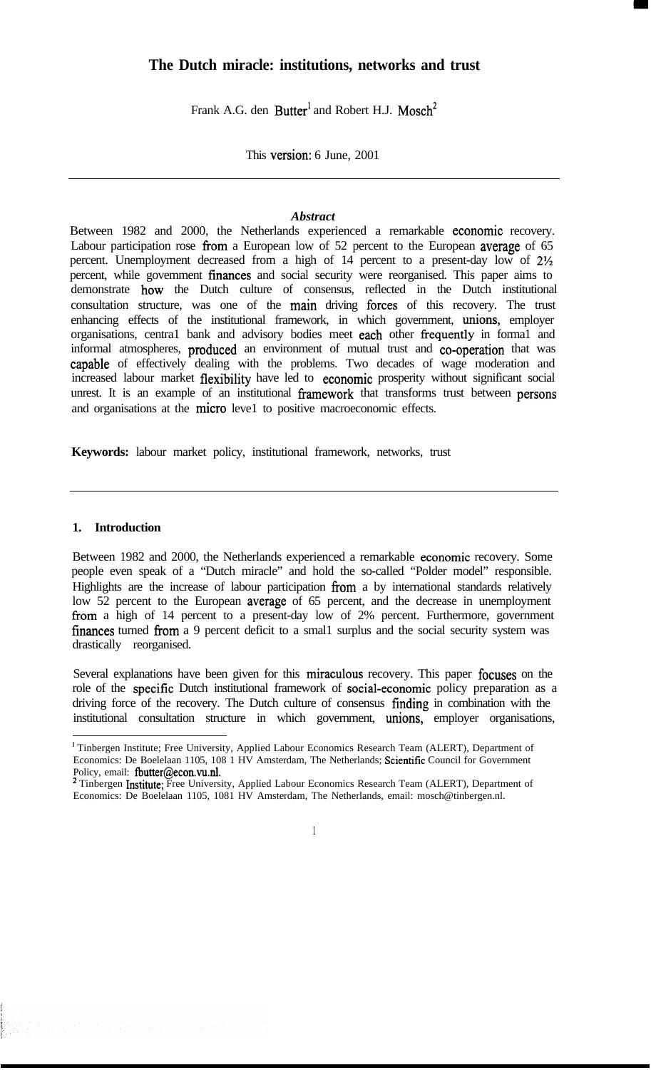# The Dutch miracle: institutions, networks and trust

Frank A.G. den Butter[1] and Robert H.J. Mosch[2]

This version: 6 June, 2001

---

### *Abstract*

Between 1982 and 2000, the Netherlands experienced a remarkable economic recovery. Labour participation rose from a European low of 52 percent to the European average of 65 percent. Unemployment decreased from a high of 14 percent to a present-day low of 2½ percent, while government finances and social security were reorganised. This paper aims to demonstrate how the Dutch culture of consensus, reflected in the Dutch institutional consultation structure, was one of the main driving forces of this recovery. The trust enhancing effects of the institutional framework, in which government, unions, employer organisations, centra1 bank and advisory bodies meet each other frequently in forma1 and informal atmospheres, produced an environment of mutual trust and co-operation that was capable of effectively dealing with the problems. Two decades of wage moderation and increased labour market flexibility have led to economic prosperity without significant social unrest. It is an example of an institutional framework that transforms trust between persons and organisations at the micro leve1 to positive macroeconomic effects.

**Keywords:** labour market policy, institutional framework, networks, trust

---

## 1. Introduction

Between 1982 and 2000, the Netherlands experienced a remarkable economic recovery. Some people even speak of a "Dutch miracle" and hold the so-called "Polder model" responsible. Highlights are the increase of labour participation from a by international standards relatively low 52 percent to the European average of 65 percent, and the decrease in unemployment from a high of 14 percent to a present-day low of 2% percent. Furthermore, government finances turned from a 9 percent deficit to a smal1 surplus and the social security system was drastically reorganised.

Several explanations have been given for this miraculous recovery. This paper focuses on the role of the specific Dutch institutional framework of social-economic policy preparation as a driving force of the recovery. The Dutch culture of consensus finding in combination with the institutional consultation structure in which government, unions, employer organisations,

---

[1] Tinbergen Institute; Free University, Applied Labour Economics Research Team (ALERT), Department of Economics: De Boelelaan 1105, 108 1 HV Amsterdam, The Netherlands; Scientific Council for Government Policy, email: fbutter@econ.vu.nl.

[2] Tinbergen Institute; Free University, Applied Labour Economics Research Team (ALERT), Department of Economics: De Boelelaan 1105, 1081 HV Amsterdam, The Netherlands, email: mosch@tinbergen.nl.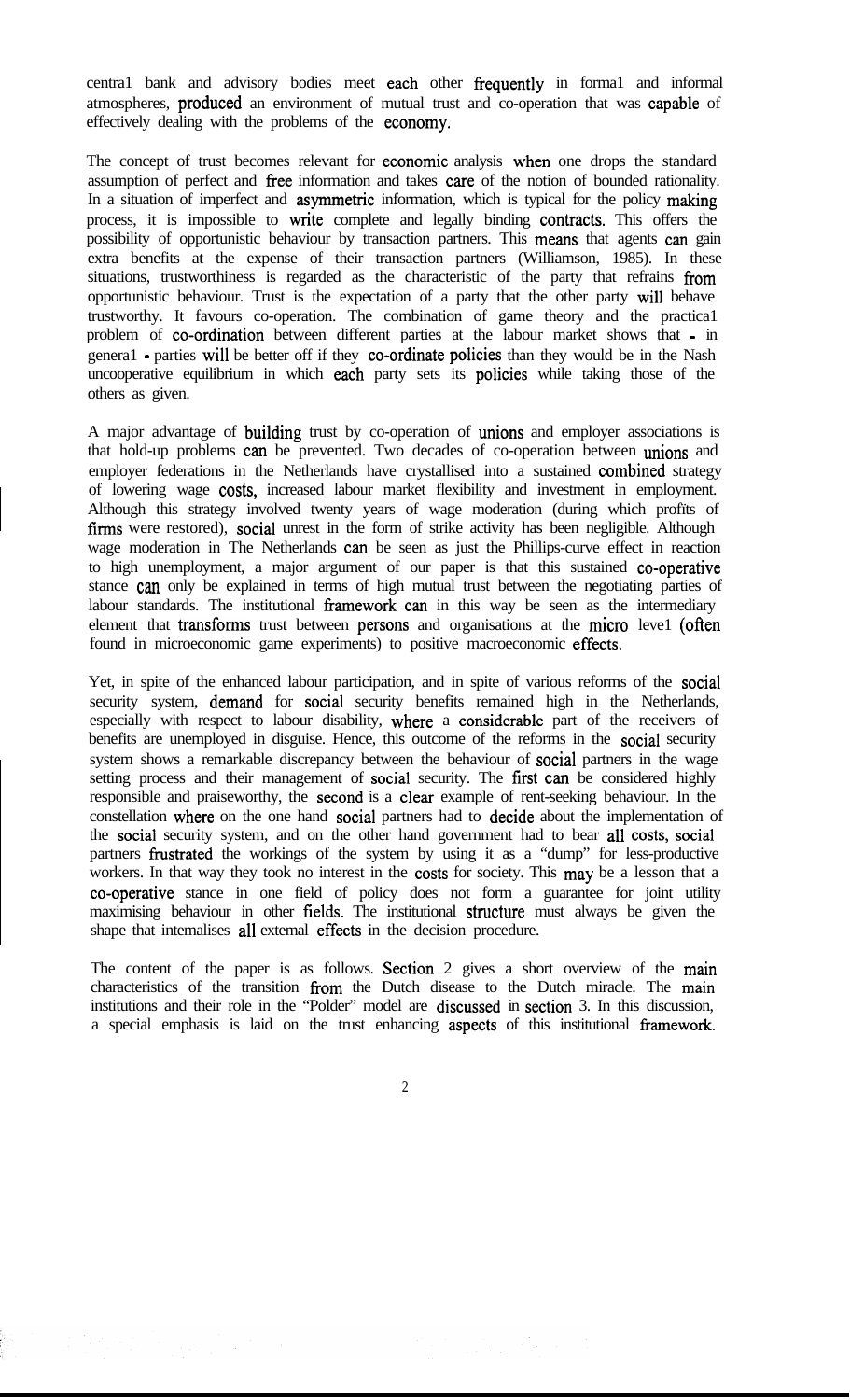central bank and advisory bodies meet each other frequently in formal and informal atmospheres, produced an environment of mutual trust and co-operation that was capable of effectively dealing with the problems of the economy.

The concept of trust becomes relevant for economic analysis when one drops the standard assumption of perfect and free information and takes care of the notion of bounded rationality. In a situation of imperfect and asymmetric information, which is typical for the policy making process, it is impossible to write complete and legally binding contracts. This offers the possibility of opportunistic behaviour by transaction partners. This means that agents can gain extra benefits at the expense of their transaction partners (Williamson, 1985). In these situations, trustworthiness is regarded as the characteristic of the party that refrains from opportunistic behaviour. Trust is the expectation of a party that the other party will behave trustworthy. It favours co-operation. The combination of game theory and the practical problem of co-ordination between different parties at the labour market shows that - in general - parties will be better off if they co-ordinate policies than they would be in the Nash uncooperative equilibrium in which each party sets its policies while taking those of the others as given.

A major advantage of building trust by co-operation of unions and employer associations is that hold-up problems can be prevented. Two decades of co-operation between unions and employer federations in the Netherlands have crystallised into a sustained combined strategy of lowering wage costs, increased labour market flexibility and investment in employment. Although this strategy involved twenty years of wage moderation (during which profits of firms were restored), social unrest in the form of strike activity has been negligible. Although wage moderation in The Netherlands can be seen as just the Phillips-curve effect in reaction to high unemployment, a major argument of our paper is that this sustained co-operative stance can only be explained in terms of high mutual trust between the negotiating parties of labour standards. The institutional framework can in this way be seen as the intermediary element that transforms trust between persons and organisations at the micro level (often found in microeconomic game experiments) to positive macroeconomic effects.

Yet, in spite of the enhanced labour participation, and in spite of various reforms of the social security system, demand for social security benefits remained high in the Netherlands, especially with respect to labour disability, where a considerable part of the receivers of benefits are unemployed in disguise. Hence, this outcome of the reforms in the social security system shows a remarkable discrepancy between the behaviour of social partners in the wage setting process and their management of social security. The first can be considered highly responsible and praiseworthy, the second is a clear example of rent-seeking behaviour. In the constellation where on the one hand social partners had to decide about the implementation of the social security system, and on the other hand government had to bear all costs, social partners frustrated the workings of the system by using it as a "dump" for less-productive workers. In that way they took no interest in the costs for society. This may be a lesson that a co-operative stance in one field of policy does not form a guarantee for joint utility maximising behaviour in other fields. The institutional structure must always be given the shape that internalises all external effects in the decision procedure.

The content of the paper is as follows. Section 2 gives a short overview of the main characteristics of the transition from the Dutch disease to the Dutch miracle. The main institutions and their role in the "Polder" model are discussed in section 3. In this discussion, a special emphasis is laid on the trust enhancing aspects of this institutional framework.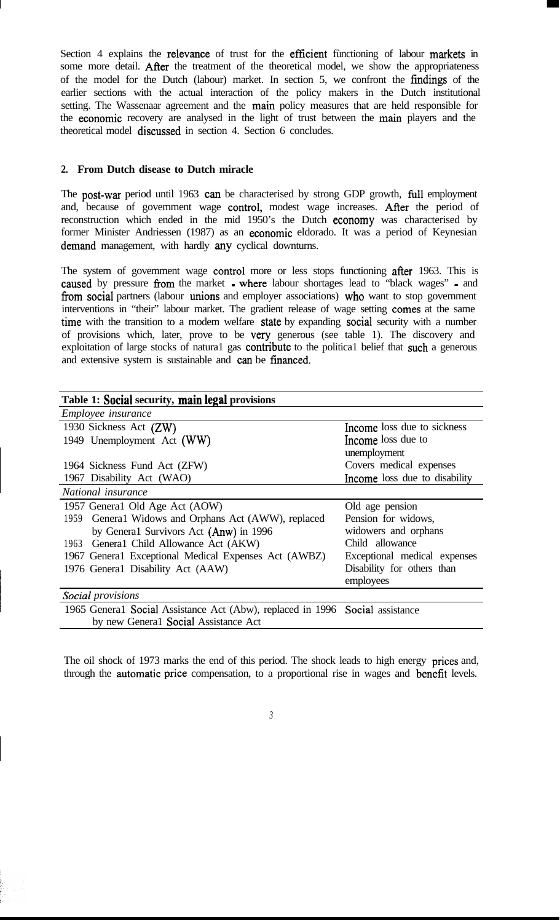Section 4 explains the relevance of trust for the efficient functioning of labour markets in some more detail. After the treatment of the theoretical model, we show the appropriateness of the model for the Dutch (labour) market. In section 5, we confront the findings of the earlier sections with the actual interaction of the policy makers in the Dutch institutional setting. The Wassenaar agreement and the main policy measures that are held responsible for the economic recovery are analysed in the light of trust between the main players and the theoretical model discussed in section 4. Section 6 concludes.

## 2. From Dutch disease to Dutch miracle

The post-war period until 1963 can be characterised by strong GDP growth, full employment and, because of government wage control, modest wage increases. After the period of reconstruction which ended in the mid 1950's the Dutch economy was characterised by former Minister Andriessen (1987) as an economic eldorado. It was a period of Keynesian demand management, with hardly any cyclical downturns.

The system of government wage control more or less stops functioning after 1963. This is caused by pressure from the market - where labour shortages lead to "black wages" - and from social partners (labour unions and employer associations) who want to stop government interventions in "their" labour market. The gradient release of wage setting comes at the same time with the transition to a modern welfare state by expanding social security with a number of provisions which, later, prove to be very generous (see table 1). The discovery and exploitation of large stocks of natural gas contribute to the political belief that such a generous and extensive system is sustainable and can be financed.

| **Table 1: Social security, main legal provisions** | |
|---|---|
| *Employee insurance* | |
| 1930 Sickness Act (ZW) | Income loss due to sickness |
| 1949 Unemployment Act (WW) | Income loss due to unemployment |
| 1964 Sickness Fund Act (ZFW) | Covers medical expenses |
| 1967 Disability Act (WAO) | Income loss due to disability |
| *National insurance* | |
| 1957 General Old Age Act (AOW) | Old age pension |
| 1959 General Widows and Orphans Act (AWW), replaced by General Survivors Act (Anw) in 1996 | Pension for widows, widowers and orphans |
| 1963 General Child Allowance Act (AKW) | Child allowance |
| 1967 General Exceptional Medical Expenses Act (AWBZ) | Exceptional medical expenses |
| 1976 General Disability Act (AAW) | Disability for others than employees |
| *Social provisions* | |
| 1965 General Social Assistance Act (Abw), replaced in 1996 by new General Social Assistance Act | Social assistance |

The oil shock of 1973 marks the end of this period. The shock leads to high energy prices and, through the automatic price compensation, to a proportional rise in wages and benefit levels.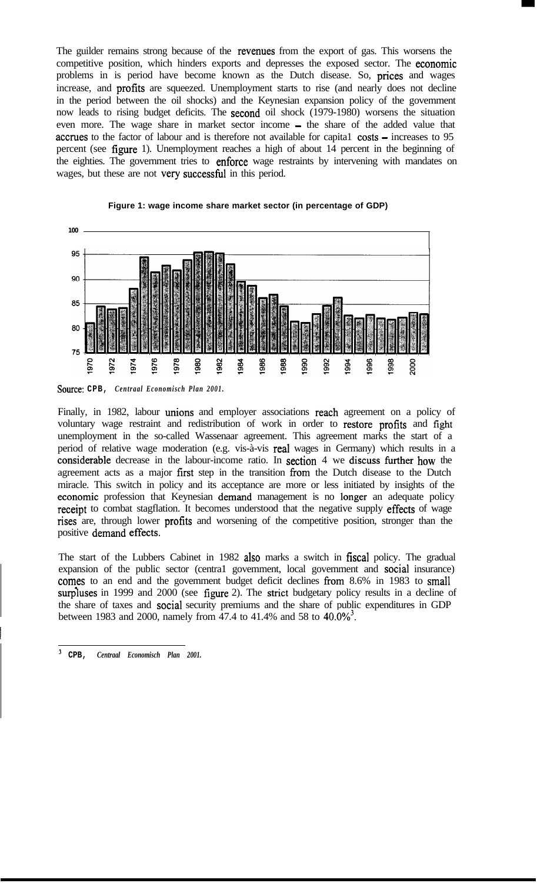The guilder remains strong because of the revenues from the export of gas. This worsens the competitive position, which hinders exports and depresses the exposed sector. The economic problems in is period have become known as the Dutch disease. So, prices and wages increase, and profits are squeezed. Unemployment starts to rise (and nearly does not decline in the period between the oil shocks) and the Keynesian expansion policy of the government now leads to rising budget deficits. The second oil shock (1979-1980) worsens the situation even more. The wage share in market sector income – the share of the added value that accrues to the factor of labour and is therefore not available for capita1 costs – increases to 95 percent (see figure 1). Unemployment reaches a high of about 14 percent in the beginning of the eighties. The government tries to enforce wage restraints by intervening with mandates on wages, but these are not very successful in this period.

**Figure 1: wage income share market sector (in percentage of GDP)**

Source: CPB, *Centraal Economisch Plan 2001.*

Finally, in 1982, labour unions and employer associations reach agreement on a policy of voluntary wage restraint and redistribution of work in order to restore profits and fight unemployment in the so-called Wassenaar agreement. This agreement marks the start of a period of relative wage moderation (e.g. vis-à-vis real wages in Germany) which results in a considerable decrease in the labour-income ratio. In section 4 we discuss further how the agreement acts as a major first step in the transition from the Dutch disease to the Dutch miracle. This switch in policy and its acceptance are more or less initiated by insights of the economic profession that Keynesian demand management is no longer an adequate policy receipt to combat stagflation. It becomes understood that the negative supply effects of wage rises are, through lower profits and worsening of the competitive position, stronger than the positive demand effects.

The start of the Lubbers Cabinet in 1982 also marks a switch in fiscal policy. The gradual expansion of the public sector (centra1 government, local government and social insurance) comes to an end and the government budget deficit declines from 8.6% in 1983 to small surpluses in 1999 and 2000 (see figure 2). The strict budgetary policy results in a decline of the share of taxes and social security premiums and the share of public expenditures in GDP between 1983 and 2000, namely from 47.4 to 41.4% and 58 to 40.0%[3].

[3] CPB, *Centraal Economisch Plan 2001.*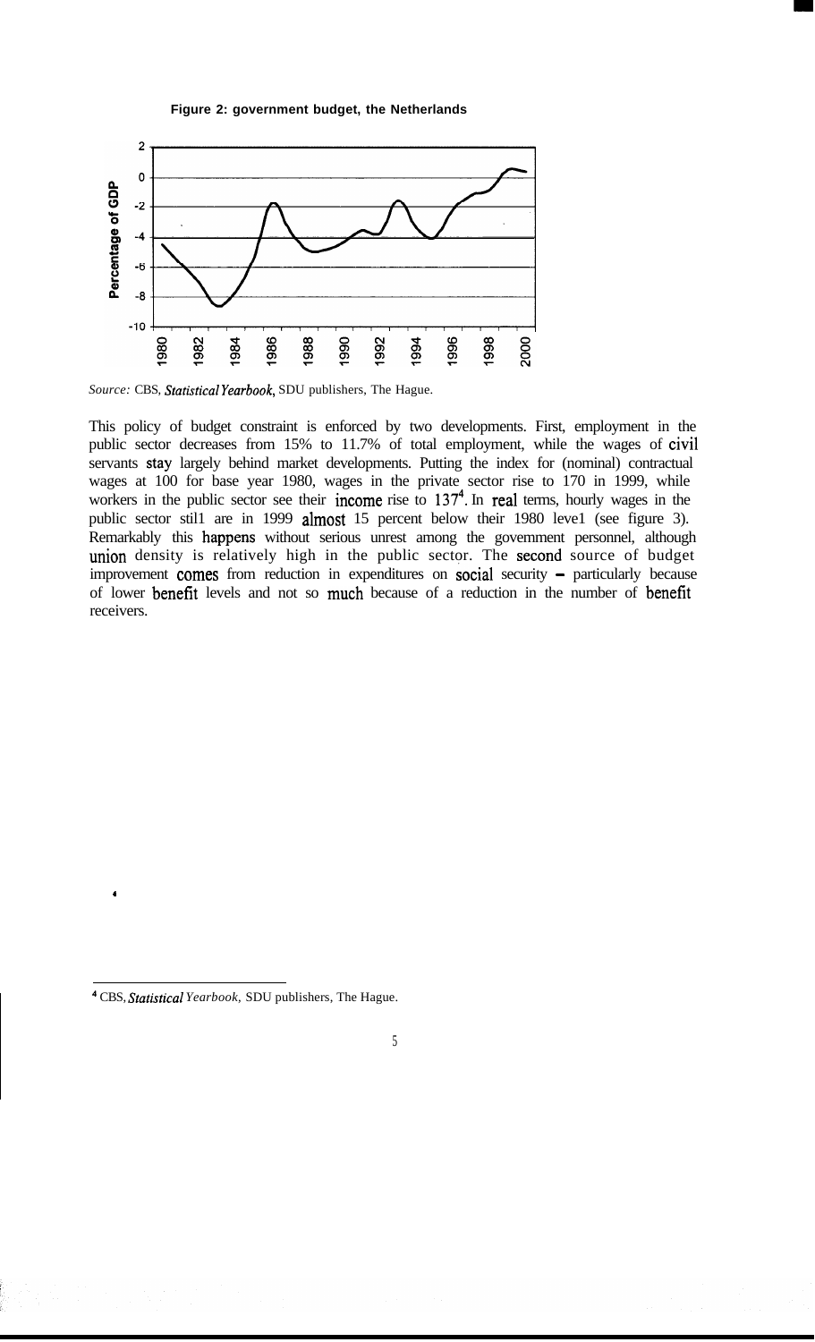**Figure 2: government budget, the Netherlands**

*Source:* CBS, *Statistical Yearbook*, SDU publishers, The Hague.

This policy of budget constraint is enforced by two developments. First, employment in the public sector decreases from 15% to 11.7% of total employment, while the wages of civil servants stay largely behind market developments. Putting the index for (nominal) contractual wages at 100 for base year 1980, wages in the private sector rise to 170 in 1999, while workers in the public sector see their income rise to 137[4]. In real terms, hourly wages in the public sector still are in 1999 almost 15 percent below their 1980 level (see figure 3). Remarkably this happens without serious unrest among the government personnel, although union density is relatively high in the public sector. The second source of budget improvement comes from reduction in expenditures on social security – particularly because of lower benefit levels and not so much because of a reduction in the number of benefit receivers.

[4] CBS, *Statistical Yearbook*, SDU publishers, The Hague.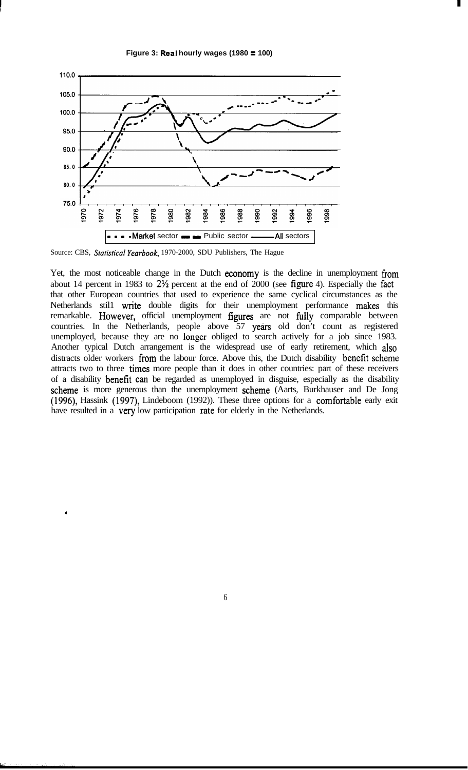**Figure 3: Real hourly wages (1980 = 100)**

Source: CBS, *Statistical Yearbook*, 1970-2000, SDU Publishers, The Hague

Yet, the most noticeable change in the Dutch economy is the decline in unemployment from about 14 percent in 1983 to 2½ percent at the end of 2000 (see figure 4). Especially the fact that other European countries that used to experience the same cyclical circumstances as the Netherlands still write double digits for their unemployment performance makes this remarkable. However, official unemployment figures are not fully comparable between countries. In the Netherlands, people above 57 years old don't count as registered unemployed, because they are no longer obliged to search actively for a job since 1983. Another typical Dutch arrangement is the widespread use of early retirement, which also distracts older workers from the labour force. Above this, the Dutch disability benefit scheme attracts two to three times more people than it does in other countries: part of these receivers of a disability benefit can be regarded as unemployed in disguise, especially as the disability scheme is more generous than the unemployment scheme (Aarts, Burkhauser and De Jong (1996), Hassink (1997), Lindeboom (1992)). These three options for a comfortable early exit have resulted in a very low participation rate for elderly in the Netherlands.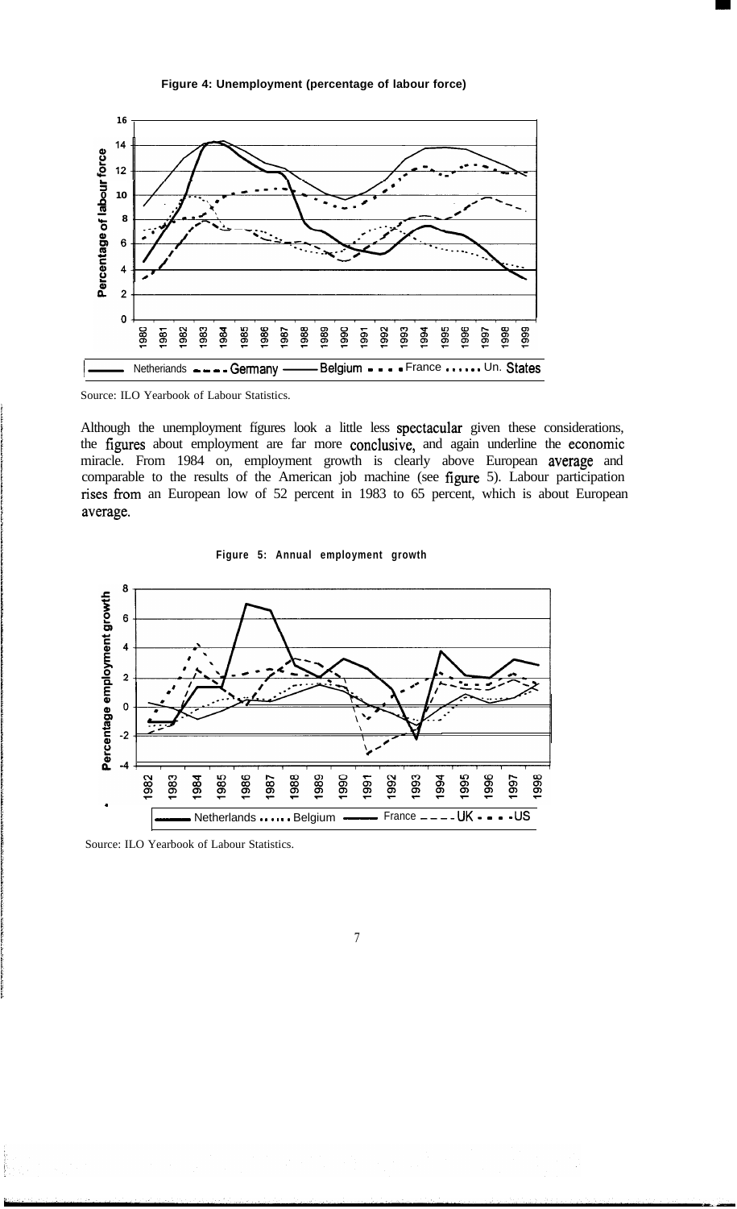**Figure 4: Unemployment (percentage of labour force)**

Source: ILO Yearbook of Labour Statistics.

Although the unemployment figures look a little less spectacular given these considerations, the figures about employment are far more conclusive, and again underline the economic miracle. From 1984 on, employment growth is clearly above European average and comparable to the results of the American job machine (see figure 5). Labour participation rises from an European low of 52 percent in 1983 to 65 percent, which is about European average.

**Figure 5: Annual employment growth**

Source: ILO Yearbook of Labour Statistics.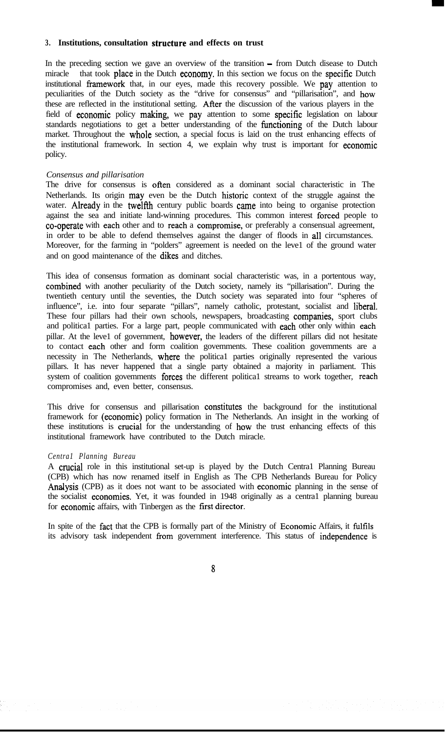### 3. Institutions, consultation structure and effects on trust

In the preceding section we gave an overview of the transition – from Dutch disease to Dutch miracle that took place in the Dutch economy. In this section we focus on the specific Dutch institutional framework that, in our eyes, made this recovery possible. We pay attention to peculiarities of the Dutch society as the "drive for consensus" and "pillarisation", and how these are reflected in the institutional setting. After the discussion of the various players in the field of economic policy making, we pay attention to some specific legislation on labour standards negotiations to get a better understanding of the functioning of the Dutch labour market. Throughout the whole section, a special focus is laid on the trust enhancing effects of the institutional framework. In section 4, we explain why trust is important for economic policy.

*Consensus and pillarisation*

The drive for consensus is often considered as a dominant social characteristic in The Netherlands. Its origin may even be the Dutch historic context of the struggle against the water. Already in the twelfth century public boards came into being to organise protection against the sea and initiate land-winning procedures. This common interest forced people to co-operate with each other and to reach a compromise, or preferably a consensual agreement, in order to be able to defend themselves against the danger of floods in all circumstances. Moreover, for the farming in "polders" agreement is needed on the level of the ground water and on good maintenance of the dikes and ditches.

This idea of consensus formation as dominant social characteristic was, in a portentous way, combined with another peculiarity of the Dutch society, namely its "pillarisation". During the twentieth century until the seventies, the Dutch society was separated into four "spheres of influence", i.e. into four separate "pillars", namely catholic, protestant, socialist and liberal. These four pillars had their own schools, newspapers, broadcasting companies, sport clubs and political parties. For a large part, people communicated with each other only within each pillar. At the level of government, however, the leaders of the different pillars did not hesitate to contact each other and form coalition governments. These coalition governments are a necessity in The Netherlands, where the political parties originally represented the various pillars. It has never happened that a single party obtained a majority in parliament. This system of coalition governments forces the different political streams to work together, reach compromises and, even better, consensus.

This drive for consensus and pillarisation constitutes the background for the institutional framework for (economic) policy formation in The Netherlands. An insight in the working of these institutions is crucial for the understanding of how the trust enhancing effects of this institutional framework have contributed to the Dutch miracle.

*Central Planning Bureau*

A crucial role in this institutional set-up is played by the Dutch Central Planning Bureau (CPB) which has now renamed itself in English as The CPB Netherlands Bureau for Policy Analysis (CPB) as it does not want to be associated with economic planning in the sense of the socialist economies. Yet, it was founded in 1948 originally as a central planning bureau for economic affairs, with Tinbergen as the first director.

In spite of the fact that the CPB is formally part of the Ministry of Economic Affairs, it fulfils its advisory task independent from government interference. This status of independence is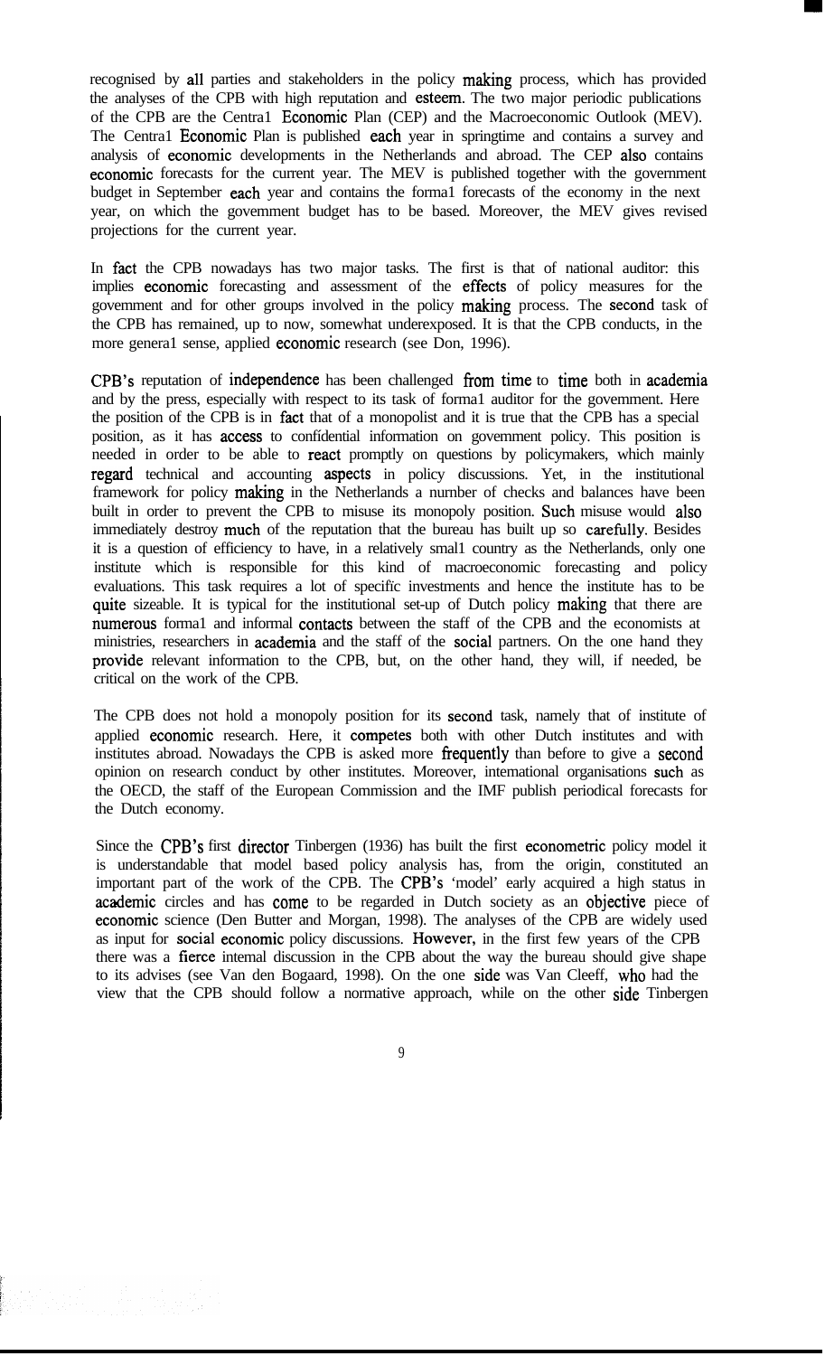recognised by all parties and stakeholders in the policy making process, which has provided the analyses of the CPB with high reputation and esteem. The two major periodic publications of the CPB are the Central Economic Plan (CEP) and the Macroeconomic Outlook (MEV). The Central Economic Plan is published each year in springtime and contains a survey and analysis of economic developments in the Netherlands and abroad. The CEP also contains economic forecasts for the current year. The MEV is published together with the government budget in September each year and contains the formal forecasts of the economy in the next year, on which the government budget has to be based. Moreover, the MEV gives revised projections for the current year.

In fact the CPB nowadays has two major tasks. The first is that of national auditor: this implies economic forecasting and assessment of the effects of policy measures for the government and for other groups involved in the policy making process. The second task of the CPB has remained, up to now, somewhat underexposed. It is that the CPB conducts, in the more general sense, applied economic research (see Don, 1996).

CPB's reputation of independence has been challenged from time to time both in academia and by the press, especially with respect to its task of formal auditor for the government. Here the position of the CPB is in fact that of a monopolist and it is true that the CPB has a special position, as it has access to confidential information on government policy. This position is needed in order to be able to react promptly on questions by policymakers, which mainly regard technical and accounting aspects in policy discussions. Yet, in the institutional framework for policy making in the Netherlands a number of checks and balances have been built in order to prevent the CPB to misuse its monopoly position. Such misuse would also immediately destroy much of the reputation that the bureau has built up so carefully. Besides it is a question of efficiency to have, in a relatively small country as the Netherlands, only one institute which is responsible for this kind of macroeconomic forecasting and policy evaluations. This task requires a lot of specific investments and hence the institute has to be quite sizeable. It is typical for the institutional set-up of Dutch policy making that there are numerous formal and informal contacts between the staff of the CPB and the economists at ministries, researchers in academia and the staff of the social partners. On the one hand they provide relevant information to the CPB, but, on the other hand, they will, if needed, be critical on the work of the CPB.

The CPB does not hold a monopoly position for its second task, namely that of institute of applied economic research. Here, it competes both with other Dutch institutes and with institutes abroad. Nowadays the CPB is asked more frequently than before to give a second opinion on research conduct by other institutes. Moreover, international organisations such as the OECD, the staff of the European Commission and the IMF publish periodical forecasts for the Dutch economy.

Since the CPB's first director Tinbergen (1936) has built the first econometric policy model it is understandable that model based policy analysis has, from the origin, constituted an important part of the work of the CPB. The CPB's 'model' early acquired a high status in academic circles and has come to be regarded in Dutch society as an objective piece of economic science (Den Butter and Morgan, 1998). The analyses of the CPB are widely used as input for social economic policy discussions. However, in the first few years of the CPB there was a fierce internal discussion in the CPB about the way the bureau should give shape to its advises (see Van den Bogaard, 1998). On the one side was Van Cleeff, who had the view that the CPB should follow a normative approach, while on the other side Tinbergen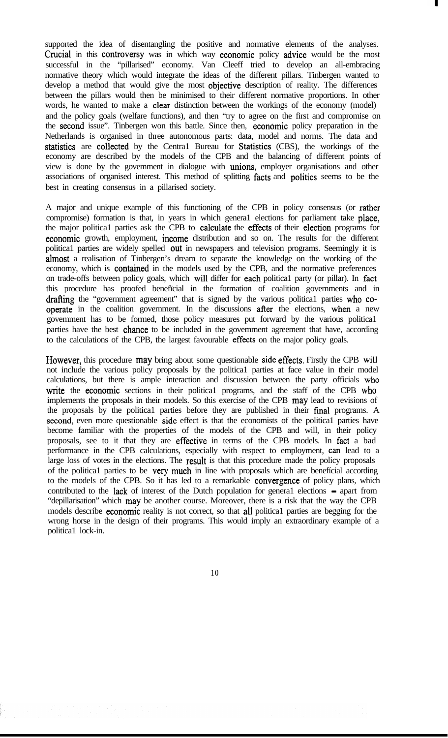supported the idea of disentangling the positive and normative elements of the analyses. Crucial in this controversy was in which way economic policy advice would be the most successful in the "pillarised" economy. Van Cleeff tried to develop an all-embracing normative theory which would integrate the ideas of the different pillars. Tinbergen wanted to develop a method that would give the most objective description of reality. The differences between the pillars would then be minimised to their different normative proportions. In other words, he wanted to make a clear distinction between the workings of the economy (model) and the policy goals (welfare functions), and then "try to agree on the first and compromise on the second issue". Tinbergen won this battle. Since then, economic policy preparation in the Netherlands is organised in three autonomous parts: data, model and norms. The data and statistics are collected by the Centra1 Bureau for Statistics (CBS), the workings of the economy are described by the models of the CPB and the balancing of different points of view is done by the government in dialogue with unions, employer organisations and other associations of organised interest. This method of splitting facts and politics seems to be the best in creating consensus in a pillarised society.

A major and unique example of this functioning of the CPB in policy consensus (or rather compromise) formation is that, in years in which genera1 elections for parliament take place, the major politica1 parties ask the CPB to calculate the effects of their election programs for economic growth, employment, income distribution and so on. The results for the different politica1 parties are widely spelled out in newspapers and television programs. Seemingly it is almost a realisation of Tinbergen's dream to separate the knowledge on the working of the economy, which is contained in the models used by the CPB, and the normative preferences on trade-offs between policy goals, which will differ for each politica1 party (or pillar). In fact this procedure has proofed beneficial in the formation of coalition governments and in drafting the "government agreement" that is signed by the various politica1 parties who co-operate in the coalition government. In the discussions after the elections, when a new government has to be formed, those policy measures put forward by the various politica1 parties have the best chance to be included in the government agreement that have, according to the calculations of the CPB, the largest favourable effects on the major policy goals.

However, this procedure may bring about some questionable side effects. Firstly the CPB will not include the various policy proposals by the politica1 parties at face value in their model calculations, but there is ample interaction and discussion between the party officials who write the economic sections in their politica1 programs, and the staff of the CPB who implements the proposals in their models. So this exercise of the CPB may lead to revisions of the proposals by the politica1 parties before they are published in their final programs. A second, even more questionable side effect is that the economists of the politica1 parties have become familiar with the properties of the models of the CPB and will, in their policy proposals, see to it that they are effective in terms of the CPB models. In fact a bad performance in the CPB calculations, especially with respect to employment, can lead to a large loss of votes in the elections. The result is that this procedure made the policy proposals of the politica1 parties to be very much in line with proposals which are beneficial according to the models of the CPB. So it has led to a remarkable convergence of policy plans, which contributed to the lack of interest of the Dutch population for genera1 elections – apart from "depillarisation" which may be another course. Moreover, there is a risk that the way the CPB models describe economic reality is not correct, so that all politica1 parties are begging for the wrong horse in the design of their programs. This would imply an extraordinary example of a politica1 lock-in.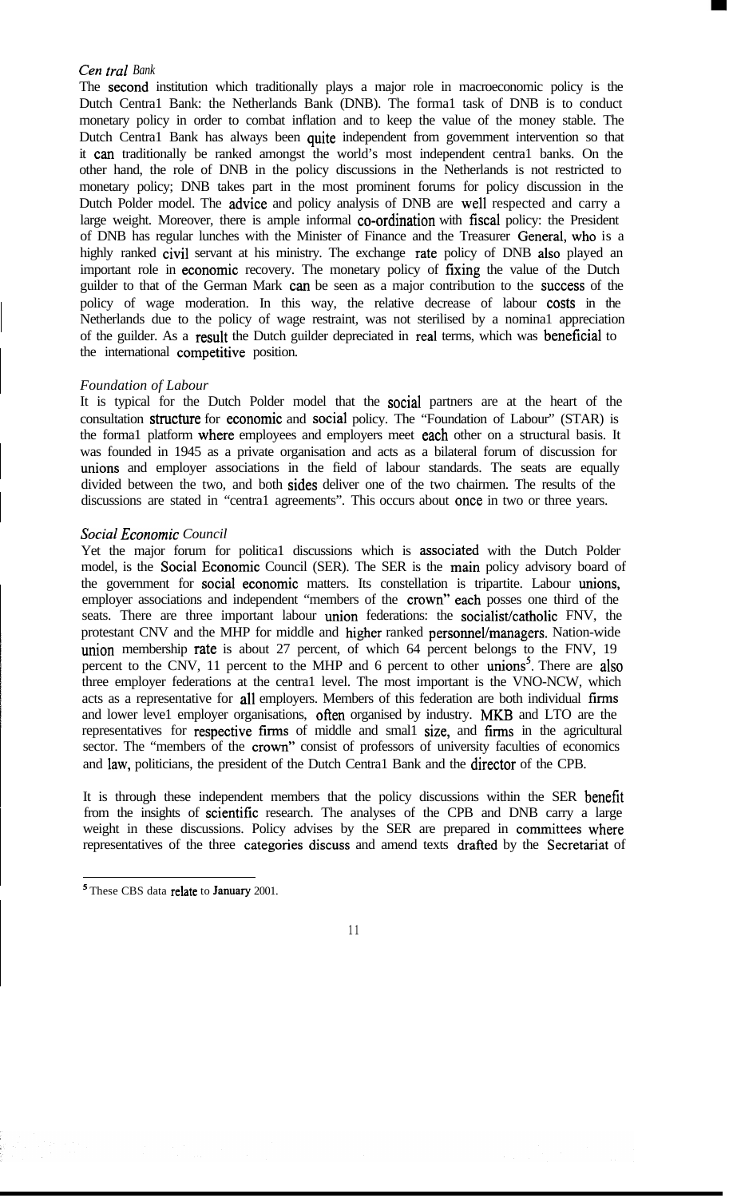### *Central Bank*

The second institution which traditionally plays a major role in macroeconomic policy is the Dutch Central Bank: the Netherlands Bank (DNB). The formal task of DNB is to conduct monetary policy in order to combat inflation and to keep the value of the money stable. The Dutch Central Bank has always been quite independent from government intervention so that it can traditionally be ranked amongst the world's most independent central banks. On the other hand, the role of DNB in the policy discussions in the Netherlands is not restricted to monetary policy; DNB takes part in the most prominent forums for policy discussion in the Dutch Polder model. The advice and policy analysis of DNB are well respected and carry a large weight. Moreover, there is ample informal co-ordination with fiscal policy: the President of DNB has regular lunches with the Minister of Finance and the Treasurer General, who is a highly ranked civil servant at his ministry. The exchange rate policy of DNB also played an important role in economic recovery. The monetary policy of fixing the value of the Dutch guilder to that of the German Mark can be seen as a major contribution to the success of the policy of wage moderation. In this way, the relative decrease of labour costs in the Netherlands due to the policy of wage restraint, was not sterilised by a nominal appreciation of the guilder. As a result the Dutch guilder depreciated in real terms, which was beneficial to the international competitive position.

### *Foundation of Labour*

It is typical for the Dutch Polder model that the social partners are at the heart of the consultation structure for economic and social policy. The "Foundation of Labour" (STAR) is the formal platform where employees and employers meet each other on a structural basis. It was founded in 1945 as a private organisation and acts as a bilateral forum of discussion for unions and employer associations in the field of labour standards. The seats are equally divided between the two, and both sides deliver one of the two chairmen. The results of the discussions are stated in "central agreements". This occurs about once in two or three years.

### *Social Economic Council*

Yet the major forum for political discussions which is associated with the Dutch Polder model, is the Social Economic Council (SER). The SER is the main policy advisory board of the government for social economic matters. Its constellation is tripartite. Labour unions, employer associations and independent "members of the crown" each posses one third of the seats. There are three important labour union federations: the socialist/catholic FNV, the protestant CNV and the MHP for middle and higher ranked personnel/managers. Nation-wide union membership rate is about 27 percent, of which 64 percent belongs to the FNV, 19 percent to the CNV, 11 percent to the MHP and 6 percent to other unions[5]. There are also three employer federations at the central level. The most important is the VNO-NCW, which acts as a representative for all employers. Members of this federation are both individual firms and lower level employer organisations, often organised by industry. MKB and LTO are the representatives for respective firms of middle and small size, and firms in the agricultural sector. The "members of the crown" consist of professors of university faculties of economics and law, politicians, the president of the Dutch Central Bank and the director of the CPB.

It is through these independent members that the policy discussions within the SER benefit from the insights of scientific research. The analyses of the CPB and DNB carry a large weight in these discussions. Policy advises by the SER are prepared in committees where representatives of the three categories discuss and amend texts drafted by the Secretariat of

---

[5] These CBS data relate to January 2001.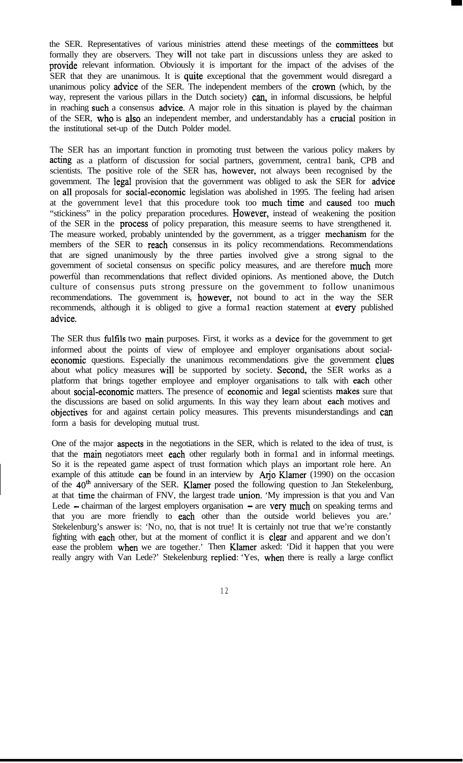the SER. Representatives of various ministries attend these meetings of the committees but formally they are observers. They will not take part in discussions unless they are asked to provide relevant information. Obviously it is important for the impact of the advises of the SER that they are unanimous. It is quite exceptional that the government would disregard a unanimous policy advice of the SER. The independent members of the crown (which, by the way, represent the various pillars in the Dutch society) can, in informal discussions, be helpful in reaching such a consensus advice. A major role in this situation is played by the chairman of the SER, who is also an independent member, and understandably has a crucial position in the institutional set-up of the Dutch Polder model.

The SER has an important function in promoting trust between the various policy makers by acting as a platform of discussion for social partners, government, centra1 bank, CPB and scientists. The positive role of the SER has, however, not always been recognised by the government. The legal provision that the government was obliged to ask the SER for advice on all proposals for social-economic legislation was abolished in 1995. The feeling had arisen at the government leve1 that this procedure took too much time and caused too much "stickiness" in the policy preparation procedures. However, instead of weakening the position of the SER in the process of policy preparation, this measure seems to have strengthened it. The measure worked, probably unintended by the government, as a trigger mechanism for the members of the SER to reach consensus in its policy recommendations. Recommendations that are signed unanimously by the three parties involved give a strong signal to the government of societal consensus on specific policy measures, and are therefore much more powerfùl than recommendations that reflect divided opinions. As mentioned above, the Dutch culture of consensus puts strong pressure on the government to follow unanimous recommendations. The government is, however, not bound to act in the way the SER recommends, although it is obliged to give a forma1 reaction statement at every published advice.

The SER thus fulfils two main purposes. First, it works as a device for the government to get informed about the points of view of employee and employer organisations about social-economic questions. Especially the unanimous recommendations give the government clues about what policy measures will be supported by society. Second, the SER works as a platform that brings together employee and employer organisations to talk with each other about social-economic matters. The presence of economic and legal scientists makes sure that the discussions are based on solid arguments. In this way they learn about each motives and objectives for and against certain policy measures. This prevents misunderstandings and can form a basis for developing mutual trust.

One of the major aspects in the negotiations in the SER, which is related to the idea of trust, is that the main negotiators meet each other regularly both in forma1 and in informal meetings. So it is the repeated game aspect of trust formation which plays an important role here. An example of this attitude can be found in an interview by Arjo Klamer (1990) on the occasion of the 40th anniversary of the SER. Klamer posed the following question to Jan Stekelenburg, at that time the chairman of FNV, the largest trade union. 'My impression is that you and Van Lede – chairman of the largest employers organisation – are very much on speaking terms and that you are more friendly to each other than the outside world believes you are.' Stekelenburg's answer is: 'NO, no, that is not true! It is certainly not true that we're constantly fighting with each other, but at the moment of conflict it is clear and apparent and we don't ease the problem when we are together.' Then Klamer asked: 'Did it happen that you were really angry with Van Lede?' Stekelenburg replied: 'Yes, when there is really a large conflict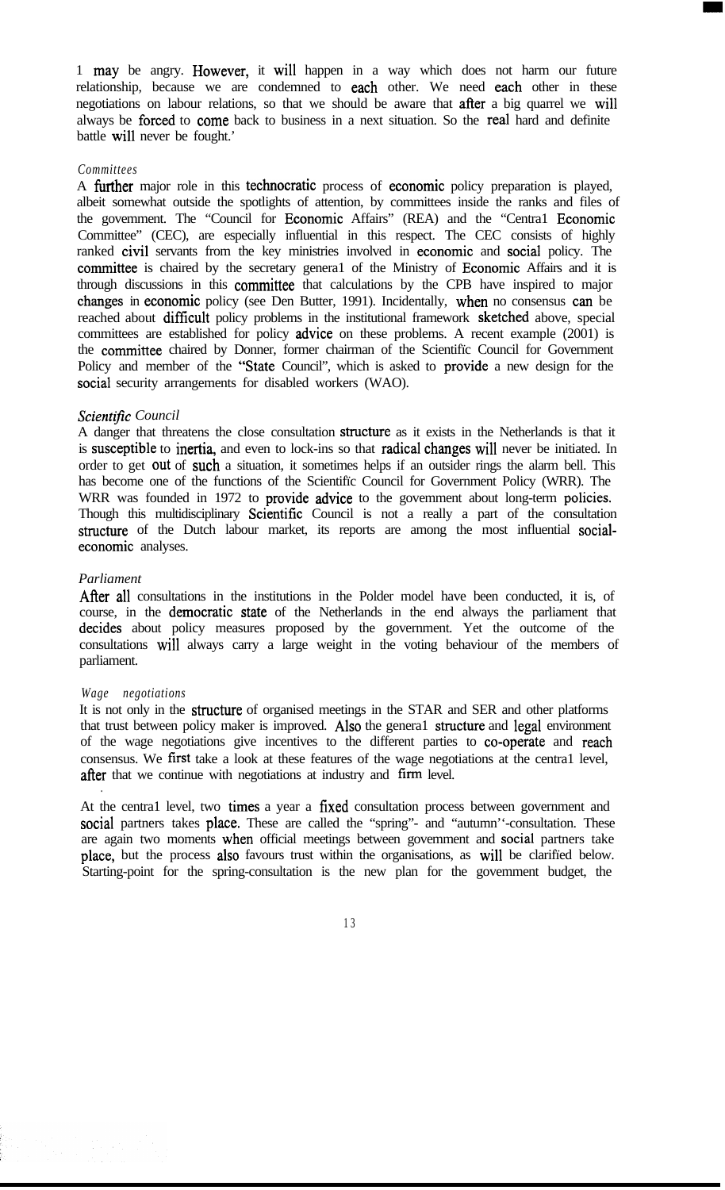1 may be angry. However, it will happen in a way which does not harm our future relationship, because we are condemned to each other. We need each other in these negotiations on labour relations, so that we should be aware that after a big quarrel we will always be forced to come back to business in a next situation. So the real hard and definite battle will never be fought.'

*Committees*

A further major role in this technocratic process of economic policy preparation is played, albeit somewhat outside the spotlights of attention, by committees inside the ranks and files of the government. The "Council for Economic Affairs" (REA) and the "Centra1 Economic Committee" (CEC), are especially influential in this respect. The CEC consists of highly ranked civil servants from the key ministries involved in economic and social policy. The committee is chaired by the secretary genera1 of the Ministry of Economic Affairs and it is through discussions in this committee that calculations by the CPB have inspired to major changes in economic policy (see Den Butter, 1991). Incidentally, when no consensus can be reached about difficult policy problems in the institutional framework sketched above, special committees are established for policy advice on these problems. A recent example (2001) is the committee chaired by Donner, former chairman of the Scientific Council for Government Policy and member of the "State Council", which is asked to provide a new design for the social security arrangements for disabled workers (WAO).

*Scientific Council*

A danger that threatens the close consultation structure as it exists in the Netherlands is that it is susceptible to inertia, and even to lock-ins so that radical changes will never be initiated. In order to get out of such a situation, it sometimes helps if an outsider rings the alarm bell. This has become one of the functions of the Scientific Council for Government Policy (WRR). The WRR was founded in 1972 to provide advice to the government about long-term policies. Though this multidisciplinary Scientific Council is not a really a part of the consultation structure of the Dutch labour market, its reports are among the most influential social-economic analyses.

*Parliament*

After all consultations in the institutions in the Polder model have been conducted, it is, of course, in the democratic state of the Netherlands in the end always the parliament that decides about policy measures proposed by the government. Yet the outcome of the consultations will always carry a large weight in the voting behaviour of the members of parliament.

*Wage negotiations*

It is not only in the structure of organised meetings in the STAR and SER and other platforms that trust between policy maker is improved. Also the genera1 structure and legal environment of the wage negotiations give incentives to the different parties to co-operate and reach consensus. We first take a look at these features of the wage negotiations at the centra1 level, after that we continue with negotiations at industry and firm level.

At the centra1 level, two times a year a fixed consultation process between government and social partners takes place. These are called the "spring"- and "autumn"-consultation. These are again two moments when official meetings between government and social partners take place, but the process also favours trust within the organisations, as will be clarified below. Starting-point for the spring-consultation is the new plan for the government budget, the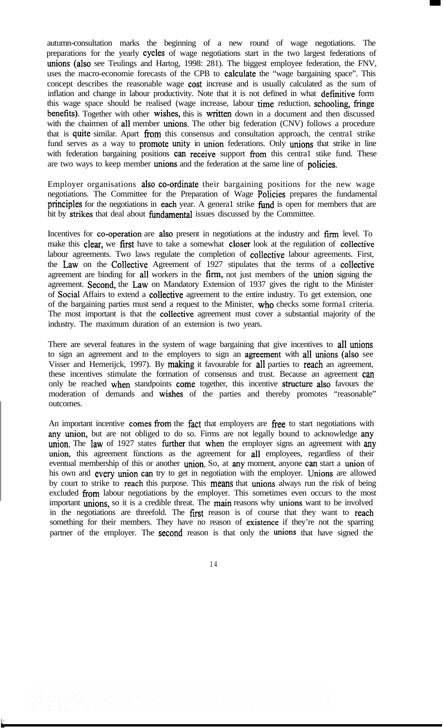autumn-consultation marks the beginning of a new round of wage negotiations. The preparations for the yearly cycles of wage negotiations start in the two largest federations of unions (also see Teulings and Hartog, 1998: 281). The biggest employee federation, the FNV, uses the macro-economie forecasts of the CPB to calculate the "wage bargaining space". This concept describes the reasonable wage cost increase and is usually calculated as the sum of inflation and change in labour productivity. Note that it is not defined in what definitive form this wage space should be realised (wage increase, labour time reduction, schooling, fringe benefits). Together with other wishes, this is written down in a document and then discussed with the chairmen of all member unions. The other big federation (CNV) follows a procedure that is quite similar. Apart from this consensus and consultation approach, the centra1 strike fund serves as a way to promote unity in union federations. Only unions that strike in line with federation bargaining positions can receive support from this centra1 stike fund. These are two ways to keep member unions and the federation at the same line of policies.

Employer organisations also co-ordinate their bargaining positions for the new wage negotiations. The Committee for the Preparation of Wage Policies prepares the fundamental principles for the negotiations in each year. A genera1 strike fund is open for members that are hit by strikes that deal about fundamental issues discussed by the Committee.

Incentives for co-operation are also present in negotiations at the industry and firm level. To make this clear, we first have to take a somewhat closer look at the regulation of collective labour agreements. Two laws regulate the completion of collective labour agreements. First, the Law on the Collective Agreement of 1927 stipulates that the terms of a collective agreement are binding for all workers in the firm, not just members of the union signing the agreement. Second, the Law on Mandatory Extension of 1937 gives the right to the Minister of Social Affairs to extend a collective agreement to the entire industry. To get extension, one of the bargaining parties must send a request to the Minister, who checks some forma1 criteria. The most important is that the collective agreement must cover a substantial majority of the industry. The maximum duration of an extension is two years.

There are several features in the system of wage bargaining that give incentives to all unions to sign an agreement and to the employers to sign an agreement with all unions (also see Visser and Hemerijck, 1997). By making it favourable for all parties to reach an agreement, these incentives stimulate the formation of consensus and trust. Because an agreement can only be reached when standpoints come together, this incentive structure also favours the moderation of demands and wishes of the parties and thereby promotes "reasonable" outcomes.

An important incentive comes from the fact that employers are free to start negotiations with any union, but are not obliged to do so. Firms are not legally bound to acknowledge any union. The law of 1927 states further that when the employer signs an agreement with any union, this agreement functions as the agreement for all employees, regardless of their eventual membership of this or another union. So, at any moment, anyone can start a union of his own and every union can try to get in negotiation with the employer. Unions are allowed by court to strike to reach this purpose. This means that unions always run the risk of being excluded from labour negotiations by the employer. This sometimes even occurs to the most important unions, so it is a credible threat. The main reasons why unions want to be involved in the negotiations are threefold. The first reason is of course that they want to reach something for their members. They have no reason of existence if they're not the sparring partner of the employer. The second reason is that only the unions that have signed the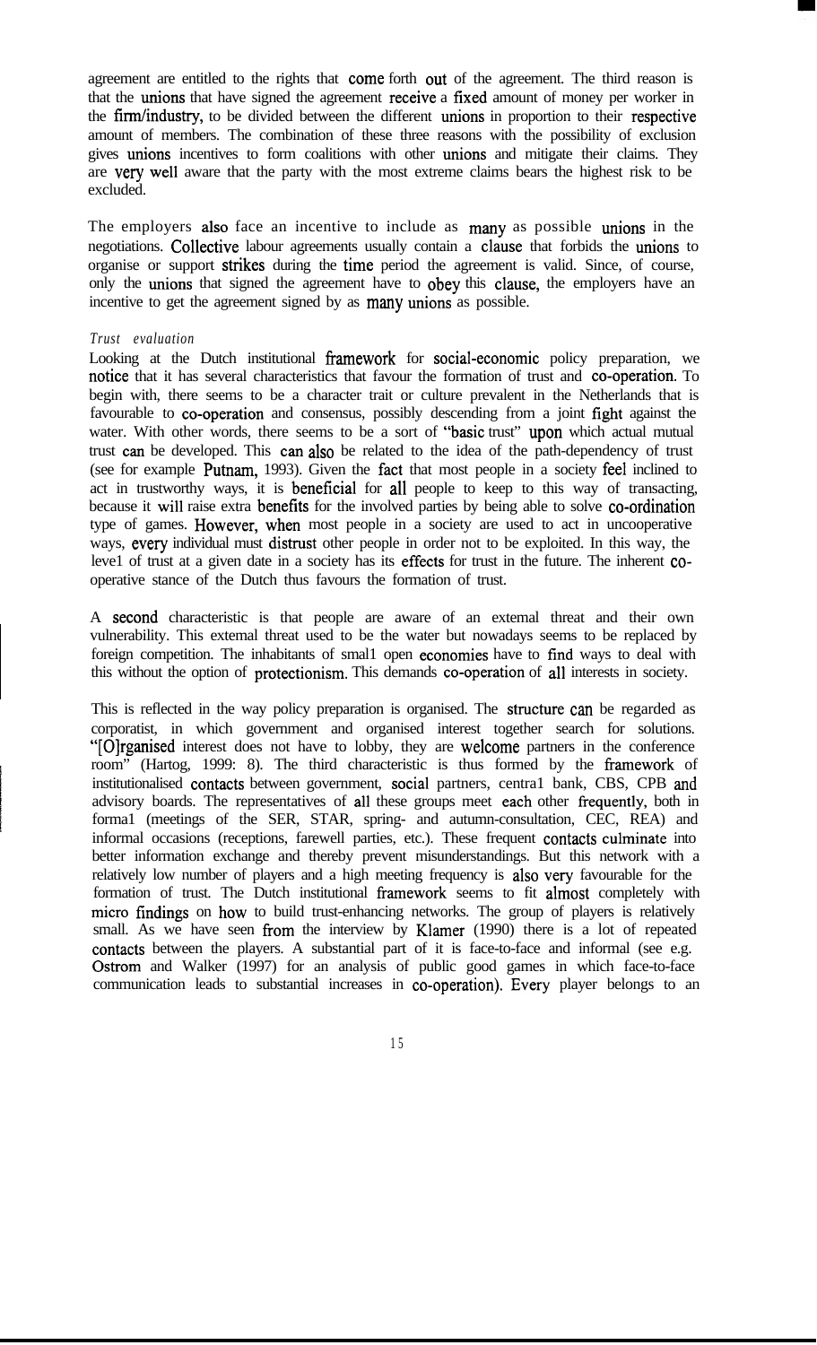agreement are entitled to the rights that come forth out of the agreement. The third reason is that the unions that have signed the agreement receive a fixed amount of money per worker in the firm/industry, to be divided between the different unions in proportion to their respective amount of members. The combination of these three reasons with the possibility of exclusion gives unions incentives to form coalitions with other unions and mitigate their claims. They are very well aware that the party with the most extreme claims bears the highest risk to be excluded.

The employers also face an incentive to include as many as possible unions in the negotiations. Collective labour agreements usually contain a clause that forbids the unions to organise or support strikes during the time period the agreement is valid. Since, of course, only the unions that signed the agreement have to obey this clause, the employers have an incentive to get the agreement signed by as many unions as possible.

*Trust evaluation*

Looking at the Dutch institutional framework for social-economic policy preparation, we notice that it has several characteristics that favour the formation of trust and co-operation. To begin with, there seems to be a character trait or culture prevalent in the Netherlands that is favourable to co-operation and consensus, possibly descending from a joint fight against the water. With other words, there seems to be a sort of "basic trust" upon which actual mutual trust can be developed. This can also be related to the idea of the path-dependency of trust (see for example Putnam, 1993). Given the fact that most people in a society feel inclined to act in trustworthy ways, it is beneficial for all people to keep to this way of transacting, because it will raise extra benefits for the involved parties by being able to solve co-ordination type of games. However, when most people in a society are used to act in uncooperative ways, every individual must distrust other people in order not to be exploited. In this way, the level of trust at a given date in a society has its effects for trust in the future. The inherent co-operative stance of the Dutch thus favours the formation of trust.

A second characteristic is that people are aware of an external threat and their own vulnerability. This external threat used to be the water but nowadays seems to be replaced by foreign competition. The inhabitants of small open economies have to find ways to deal with this without the option of protectionism. This demands co-operation of all interests in society.

This is reflected in the way policy preparation is organised. The structure can be regarded as corporatist, in which government and organised interest together search for solutions. "[O]rganised interest does not have to lobby, they are welcome partners in the conference room" (Hartog, 1999: 8). The third characteristic is thus formed by the framework of institutionalised contacts between government, social partners, central bank, CBS, CPB and advisory boards. The representatives of all these groups meet each other frequently, both in formal (meetings of the SER, STAR, spring- and autumn-consultation, CEC, REA) and informal occasions (receptions, farewell parties, etc.). These frequent contacts culminate into better information exchange and thereby prevent misunderstandings. But this network with a relatively low number of players and a high meeting frequency is also very favourable for the formation of trust. The Dutch institutional framework seems to fit almost completely with micro findings on how to build trust-enhancing networks. The group of players is relatively small. As we have seen from the interview by Klamer (1990) there is a lot of repeated contacts between the players. A substantial part of it is face-to-face and informal (see e.g. Ostrom and Walker (1997) for an analysis of public good games in which face-to-face communication leads to substantial increases in co-operation). Every player belongs to an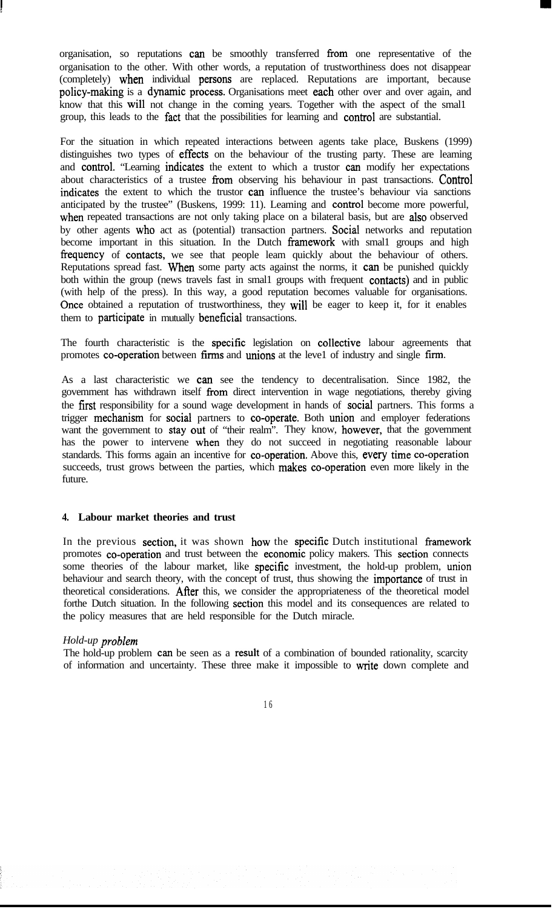organisation, so reputations can be smoothly transferred from one representative of the organisation to the other. With other words, a reputation of trustworthiness does not disappear (completely) when individual persons are replaced. Reputations are important, because policy-making is a dynamic process. Organisations meet each other over and over again, and know that this will not change in the coming years. Together with the aspect of the small group, this leads to the fact that the possibilities for learning and control are substantial.

For the situation in which repeated interactions between agents take place, Buskens (1999) distinguishes two types of effects on the behaviour of the trusting party. These are learning and control. "Learning indicates the extent to which a trustor can modify her expectations about characteristics of a trustee from observing his behaviour in past transactions. Control indicates the extent to which the trustor can influence the trustee's behaviour via sanctions anticipated by the trustee" (Buskens, 1999: 11). Learning and control become more powerful, when repeated transactions are not only taking place on a bilateral basis, but are also observed by other agents who act as (potential) transaction partners. Social networks and reputation become important in this situation. In the Dutch framework with small groups and high frequency of contacts, we see that people learn quickly about the behaviour of others. Reputations spread fast. When some party acts against the norms, it can be punished quickly both within the group (news travels fast in small groups with frequent contacts) and in public (with help of the press). In this way, a good reputation becomes valuable for organisations. Once obtained a reputation of trustworthiness, they will be eager to keep it, for it enables them to participate in mutually beneficial transactions.

The fourth characteristic is the specific legislation on collective labour agreements that promotes co-operation between firms and unions at the level of industry and single firm.

As a last characteristic we can see the tendency to decentralisation. Since 1982, the government has withdrawn itself from direct intervention in wage negotiations, thereby giving the first responsibility for a sound wage development in hands of social partners. This forms a trigger mechanism for social partners to co-operate. Both union and employer federations want the government to stay out of "their realm". They know, however, that the government has the power to intervene when they do not succeed in negotiating reasonable labour standards. This forms again an incentive for co-operation. Above this, every time co-operation succeeds, trust grows between the parties, which makes co-operation even more likely in the future.

## 4. Labour market theories and trust

In the previous section, it was shown how the specific Dutch institutional framework promotes co-operation and trust between the economic policy makers. This section connects some theories of the labour market, like specific investment, the hold-up problem, union behaviour and search theory, with the concept of trust, thus showing the importance of trust in theoretical considerations. After this, we consider the appropriateness of the theoretical model forthe Dutch situation. In the following section this model and its consequences are related to the policy measures that are held responsible for the Dutch miracle.

### *Hold-up problem*

The hold-up problem can be seen as a result of a combination of bounded rationality, scarcity of information and uncertainty. These three make it impossible to write down complete and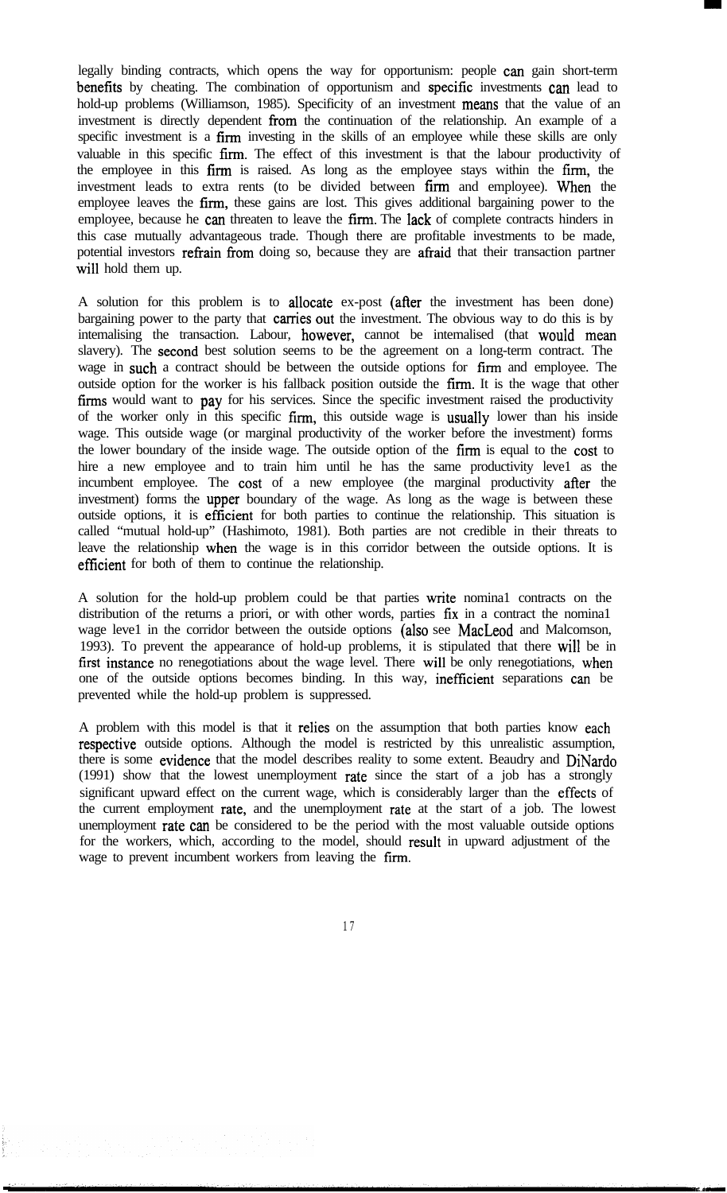legally binding contracts, which opens the way for opportunism: people can gain short-term benefits by cheating. The combination of opportunism and specific investments can lead to hold-up problems (Williamson, 1985). Specificity of an investment means that the value of an investment is directly dependent from the continuation of the relationship. An example of a specific investment is a firm investing in the skills of an employee while these skills are only valuable in this specific firm. The effect of this investment is that the labour productivity of the employee in this firm is raised. As long as the employee stays within the firm, the investment leads to extra rents (to be divided between firm and employee). When the employee leaves the firm, these gains are lost. This gives additional bargaining power to the employee, because he can threaten to leave the firm. The lack of complete contracts hinders in this case mutually advantageous trade. Though there are profitable investments to be made, potential investors refrain from doing so, because they are afraid that their transaction partner will hold them up.

A solution for this problem is to allocate ex-post (after the investment has been done) bargaining power to the party that carries out the investment. The obvious way to do this is by internalising the transaction. Labour, however, cannot be internalised (that would mean slavery). The second best solution seems to be the agreement on a long-term contract. The wage in such a contract should be between the outside options for firm and employee. The outside option for the worker is his fallback position outside the firm. It is the wage that other firms would want to pay for his services. Since the specific investment raised the productivity of the worker only in this specific firm, this outside wage is usually lower than his inside wage. This outside wage (or marginal productivity of the worker before the investment) forms the lower boundary of the inside wage. The outside option of the firm is equal to the cost to hire a new employee and to train him until he has the same productivity level as the incumbent employee. The cost of a new employee (the marginal productivity after the investment) forms the upper boundary of the wage. As long as the wage is between these outside options, it is efficient for both parties to continue the relationship. This situation is called "mutual hold-up" (Hashimoto, 1981). Both parties are not credible in their threats to leave the relationship when the wage is in this corridor between the outside options. It is efficient for both of them to continue the relationship.

A solution for the hold-up problem could be that parties write nominal contracts on the distribution of the returns a priori, or with other words, parties fix in a contract the nominal wage level in the corridor between the outside options (also see MacLeod and Malcomson, 1993). To prevent the appearance of hold-up problems, it is stipulated that there will be in first instance no renegotiations about the wage level. There will be only renegotiations, when one of the outside options becomes binding. In this way, inefficient separations can be prevented while the hold-up problem is suppressed.

A problem with this model is that it relies on the assumption that both parties know each respective outside options. Although the model is restricted by this unrealistic assumption, there is some evidence that the model describes reality to some extent. Beaudry and DiNardo (1991) show that the lowest unemployment rate since the start of a job has a strongly significant upward effect on the current wage, which is considerably larger than the effects of the current employment rate, and the unemployment rate at the start of a job. The lowest unemployment rate can be considered to be the period with the most valuable outside options for the workers, which, according to the model, should result in upward adjustment of the wage to prevent incumbent workers from leaving the firm.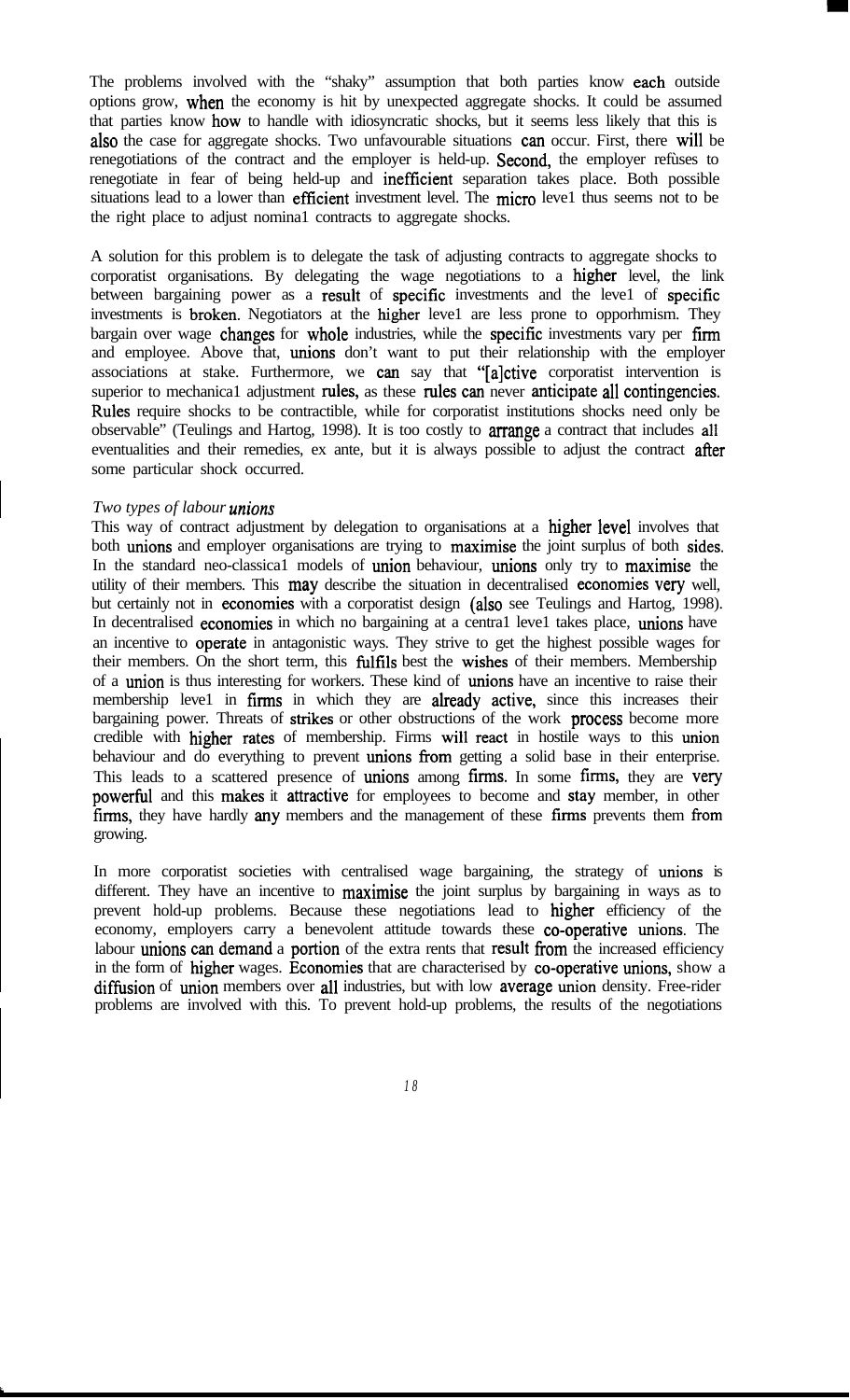The problems involved with the "shaky" assumption that both parties know each outside options grow, when the economy is hit by unexpected aggregate shocks. It could be assumed that parties know how to handle with idiosyncratic shocks, but it seems less likely that this is also the case for aggregate shocks. Two unfavourable situations can occur. First, there will be renegotiations of the contract and the employer is held-up. Second, the employer refuses to renegotiate in fear of being held-up and inefficient separation takes place. Both possible situations lead to a lower than efficient investment level. The micro level thus seems not to be the right place to adjust nominal contracts to aggregate shocks.

A solution for this problem is to delegate the task of adjusting contracts to aggregate shocks to corporatist organisations. By delegating the wage negotiations to a higher level, the link between bargaining power as a result of specific investments and the level of specific investments is broken. Negotiators at the higher level are less prone to opporhmism. They bargain over wage changes for whole industries, while the specific investments vary per firm and employee. Above that, unions don't want to put their relationship with the employer associations at stake. Furthermore, we can say that "[a]ctive corporatist intervention is superior to mechanical adjustment rules, as these rules can never anticipate all contingencies. Rules require shocks to be contractible, while for corporatist institutions shocks need only be observable" (Teulings and Hartog, 1998). It is too costly to arrange a contract that includes all eventualities and their remedies, ex ante, but it is always possible to adjust the contract after some particular shock occurred.

*Two types of labour unions*

This way of contract adjustment by delegation to organisations at a higher level involves that both unions and employer organisations are trying to maximise the joint surplus of both sides. In the standard neo-classical models of union behaviour, unions only try to maximise the utility of their members. This may describe the situation in decentralised economies very well, but certainly not in economies with a corporatist design (also see Teulings and Hartog, 1998). In decentralised economies in which no bargaining at a central level takes place, unions have an incentive to operate in antagonistic ways. They strive to get the highest possible wages for their members. On the short term, this fulfils best the wishes of their members. Membership of a union is thus interesting for workers. These kind of unions have an incentive to raise their membership level in firms in which they are already active, since this increases their bargaining power. Threats of strikes or other obstructions of the work process become more credible with higher rates of membership. Firms will react in hostile ways to this union behaviour and do everything to prevent unions from getting a solid base in their enterprise. This leads to a scattered presence of unions among firms. In some firms, they are very powerful and this makes it attractive for employees to become and stay member, in other firms, they have hardly any members and the management of these firms prevents them from growing.

In more corporatist societies with centralised wage bargaining, the strategy of unions is different. They have an incentive to maximise the joint surplus by bargaining in ways as to prevent hold-up problems. Because these negotiations lead to higher efficiency of the economy, employers carry a benevolent attitude towards these co-operative unions. The labour unions can demand a portion of the extra rents that result from the increased efficiency in the form of higher wages. Economies that are characterised by co-operative unions, show a diffusion of union members over all industries, but with low average union density. Free-rider problems are involved with this. To prevent hold-up problems, the results of the negotiations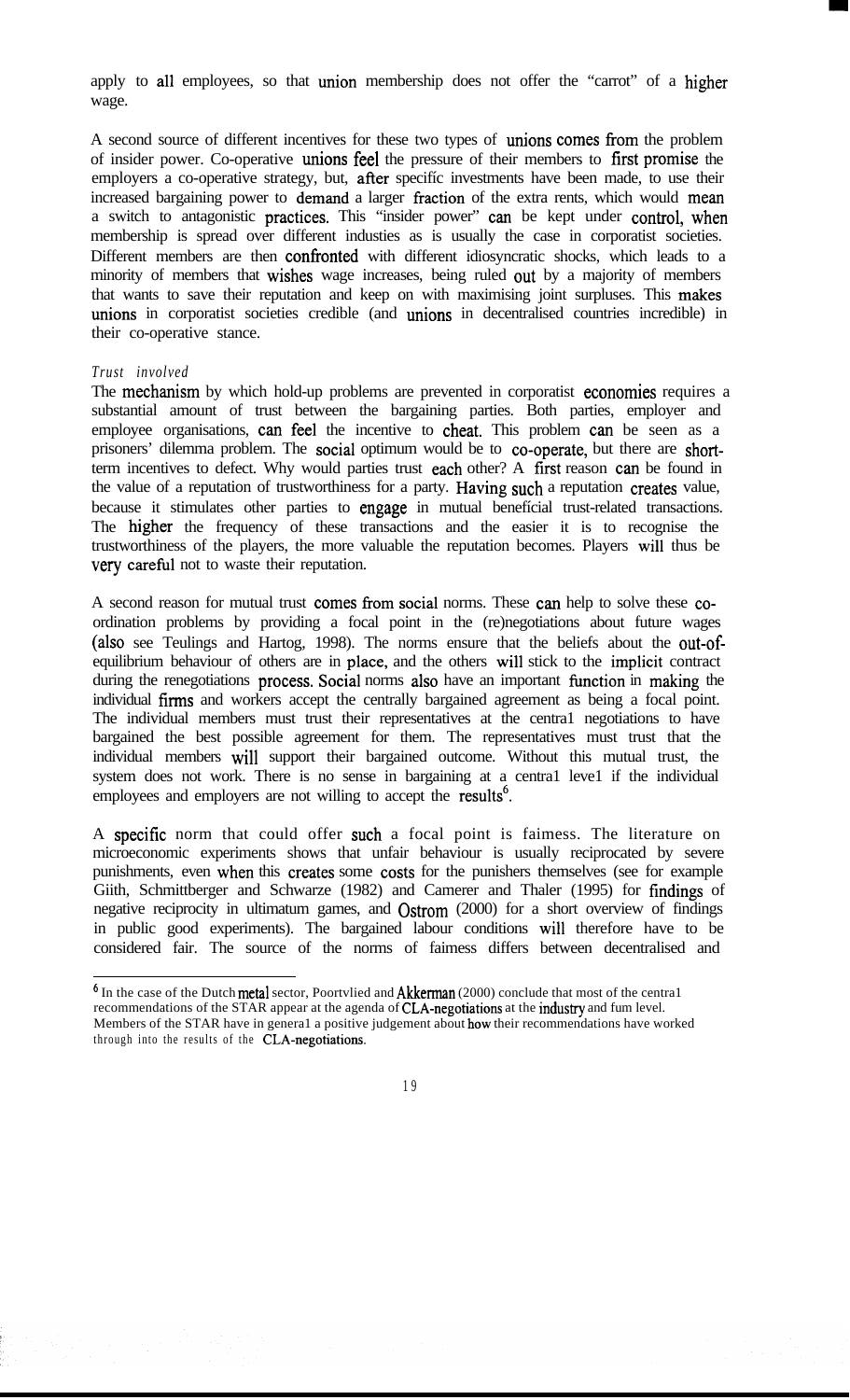apply to all employees, so that union membership does not offer the "carrot" of a higher wage.

A second source of different incentives for these two types of unions comes from the problem of insider power. Co-operative unions feel the pressure of their members to first promise the employers a co-operative strategy, but, after specific investments have been made, to use their increased bargaining power to demand a larger fraction of the extra rents, which would mean a switch to antagonistic practices. This "insider power" can be kept under control, when membership is spread over different industies as is usually the case in corporatist societies. Different members are then confronted with different idiosyncratic shocks, which leads to a minority of members that wishes wage increases, being ruled out by a majority of members that wants to save their reputation and keep on with maximising joint surpluses. This makes unions in corporatist societies credible (and unions in decentralised countries incredible) in their co-operative stance.

*Trust involved*

The mechanism by which hold-up problems are prevented in corporatist economies requires a substantial amount of trust between the bargaining parties. Both parties, employer and employee organisations, can feel the incentive to cheat. This problem can be seen as a prisoners' dilemma problem. The social optimum would be to co-operate, but there are short-term incentives to defect. Why would parties trust each other? A first reason can be found in the value of a reputation of trustworthiness for a party. Having such a reputation creates value, because it stimulates other parties to engage in mutual beneficial trust-related transactions. The higher the frequency of these transactions and the easier it is to recognise the trustworthiness of the players, the more valuable the reputation becomes. Players will thus be very careful not to waste their reputation.

A second reason for mutual trust comes from social norms. These can help to solve these co-ordination problems by providing a focal point in the (re)negotiations about future wages (also see Teulings and Hartog, 1998). The norms ensure that the beliefs about the out-of-equilibrium behaviour of others are in place, and the others will stick to the implicit contract during the renegotiations process. Social norms also have an important function in making the individual firms and workers accept the centrally bargained agreement as being a focal point. The individual members must trust their representatives at the central negotiations to have bargained the best possible agreement for them. The representatives must trust that the individual members will support their bargained outcome. Without this mutual trust, the system does not work. There is no sense in bargaining at a central level if the individual employees and employers are not willing to accept the results[6].

A specific norm that could offer such a focal point is fairness. The literature on microeconomic experiments shows that unfair behaviour is usually reciprocated by severe punishments, even when this creates some costs for the punishers themselves (see for example Güth, Schmittberger and Schwarze (1982) and Camerer and Thaler (1995) for findings of negative reciprocity in ultimatum games, and Ostrom (2000) for a short overview of findings in public good experiments). The bargained labour conditions will therefore have to be considered fair. The source of the norms of fairness differs between decentralised and

[6] In the case of the Dutch metal sector, Poortvlied and Akkerman (2000) conclude that most of the central recommendations of the STAR appear at the agenda of CLA-negotiations at the industry and firm level. Members of the STAR have in general a positive judgement about how their recommendations have worked through into the results of the CLA-negotiations.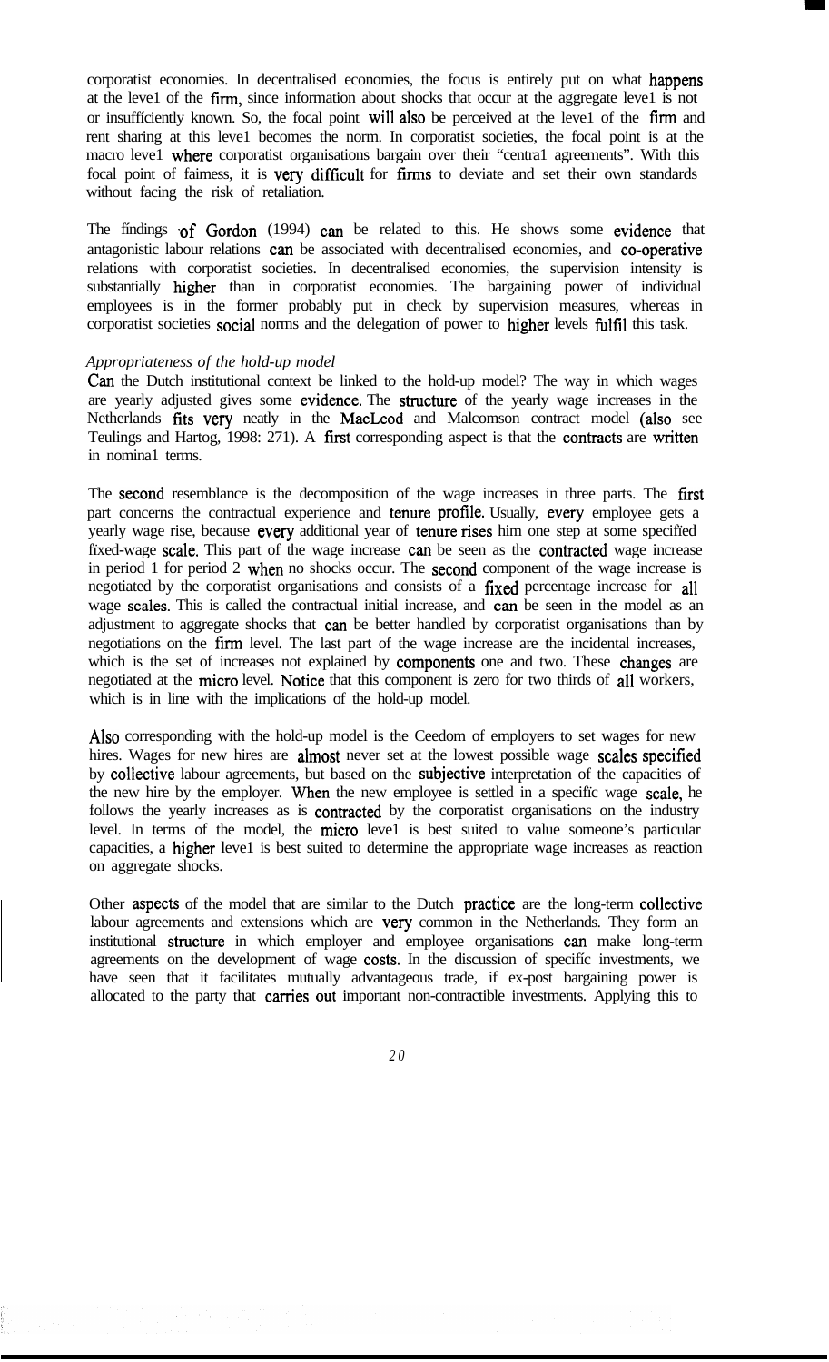corporatist economies. In decentralised economies, the focus is entirely put on what happens at the level of the firm, since information about shocks that occur at the aggregate level is not or insufficiently known. So, the focal point will also be perceived at the level of the firm and rent sharing at this level becomes the norm. In corporatist societies, the focal point is at the macro level where corporatist organisations bargain over their "central agreements". With this focal point of fairness, it is very difficult for firms to deviate and set their own standards without facing the risk of retaliation.

The findings of Gordon (1994) can be related to this. He shows some evidence that antagonistic labour relations can be associated with decentralised economies, and co-operative relations with corporatist societies. In decentralised economies, the supervision intensity is substantially higher than in corporatist economies. The bargaining power of individual employees is in the former probably put in check by supervision measures, whereas in corporatist societies social norms and the delegation of power to higher levels fulfil this task.

*Appropriateness of the hold-up model*

Can the Dutch institutional context be linked to the hold-up model? The way in which wages are yearly adjusted gives some evidence. The structure of the yearly wage increases in the Netherlands fits very neatly in the MacLeod and Malcomson contract model (also see Teulings and Hartog, 1998: 271). A first corresponding aspect is that the contracts are written in nominal terms.

The second resemblance is the decomposition of the wage increases in three parts. The first part concerns the contractual experience and tenure profile. Usually, every employee gets a yearly wage rise, because every additional year of tenure rises him one step at some specified fixed-wage scale. This part of the wage increase can be seen as the contracted wage increase in period 1 for period 2 when no shocks occur. The second component of the wage increase is negotiated by the corporatist organisations and consists of a fixed percentage increase for all wage scales. This is called the contractual initial increase, and can be seen in the model as an adjustment to aggregate shocks that can be better handled by corporatist organisations than by negotiations on the firm level. The last part of the wage increase are the incidental increases, which is the set of increases not explained by components one and two. These changes are negotiated at the micro level. Notice that this component is zero for two thirds of all workers, which is in line with the implications of the hold-up model.

Also corresponding with the hold-up model is the freedom of employers to set wages for new hires. Wages for new hires are almost never set at the lowest possible wage scales specified by collective labour agreements, but based on the subjective interpretation of the capacities of the new hire by the employer. When the new employee is settled in a specific wage scale, he follows the yearly increases as is contracted by the corporatist organisations on the industry level. In terms of the model, the micro level is best suited to value someone's particular capacities, a higher level is best suited to determine the appropriate wage increases as reaction on aggregate shocks.

Other aspects of the model that are similar to the Dutch practice are the long-term collective labour agreements and extensions which are very common in the Netherlands. They form an institutional structure in which employer and employee organisations can make long-term agreements on the development of wage costs. In the discussion of specific investments, we have seen that it facilitates mutually advantageous trade, if ex-post bargaining power is allocated to the party that carries out important non-contractible investments. Applying this to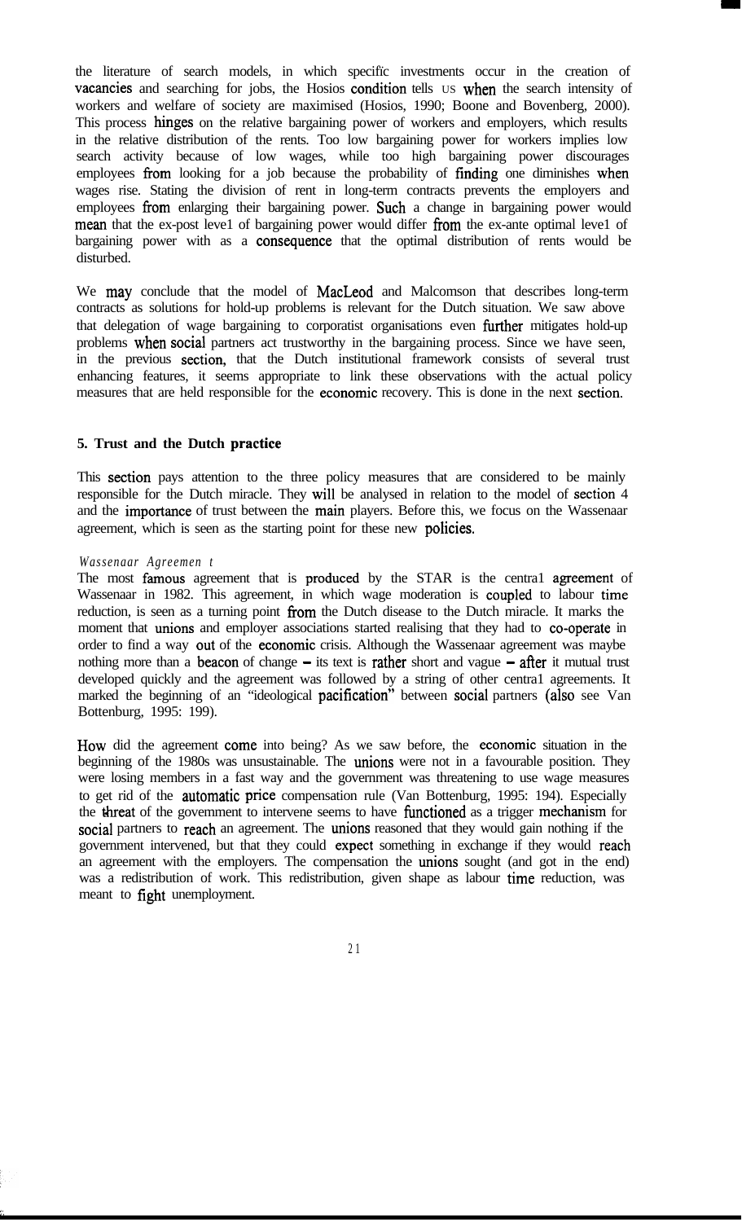the literature of search models, in which specific investments occur in the creation of vacancies and searching for jobs, the Hosios condition tells us when the search intensity of workers and welfare of society are maximised (Hosios, 1990; Boone and Bovenberg, 2000). This process hinges on the relative bargaining power of workers and employers, which results in the relative distribution of the rents. Too low bargaining power for workers implies low search activity because of low wages, while too high bargaining power discourages employees from looking for a job because the probability of finding one diminishes when wages rise. Stating the division of rent in long-term contracts prevents the employers and employees from enlarging their bargaining power. Such a change in bargaining power would mean that the ex-post level of bargaining power would differ from the ex-ante optimal level of bargaining power with as a consequence that the optimal distribution of rents would be disturbed.

We may conclude that the model of MacLeod and Malcomson that describes long-term contracts as solutions for hold-up problems is relevant for the Dutch situation. We saw above that delegation of wage bargaining to corporatist organisations even further mitigates hold-up problems when social partners act trustworthy in the bargaining process. Since we have seen, in the previous section, that the Dutch institutional framework consists of several trust enhancing features, it seems appropriate to link these observations with the actual policy measures that are held responsible for the economic recovery. This is done in the next section.

### 5. Trust and the Dutch practice

This section pays attention to the three policy measures that are considered to be mainly responsible for the Dutch miracle. They will be analysed in relation to the model of section 4 and the importance of trust between the main players. Before this, we focus on the Wassenaar agreement, which is seen as the starting point for these new policies.

*Wassenaar Agreement*

The most famous agreement that is produced by the STAR is the central agreement of Wassenaar in 1982. This agreement, in which wage moderation is coupled to labour time reduction, is seen as a turning point from the Dutch disease to the Dutch miracle. It marks the moment that unions and employer associations started realising that they had to co-operate in order to find a way out of the economic crisis. Although the Wassenaar agreement was maybe nothing more than a beacon of change – its text is rather short and vague – after it mutual trust developed quickly and the agreement was followed by a string of other central agreements. It marked the beginning of an "ideological pacification" between social partners (also see Van Bottenburg, 1995: 199).

How did the agreement come into being? As we saw before, the economic situation in the beginning of the 1980s was unsustainable. The unions were not in a favourable position. They were losing members in a fast way and the government was threatening to use wage measures to get rid of the automatic price compensation rule (Van Bottenburg, 1995: 194). Especially the threat of the government to intervene seems to have functioned as a trigger mechanism for social partners to reach an agreement. The unions reasoned that they would gain nothing if the government intervened, but that they could expect something in exchange if they would reach an agreement with the employers. The compensation the unions sought (and got in the end) was a redistribution of work. This redistribution, given shape as labour time reduction, was meant to fight unemployment.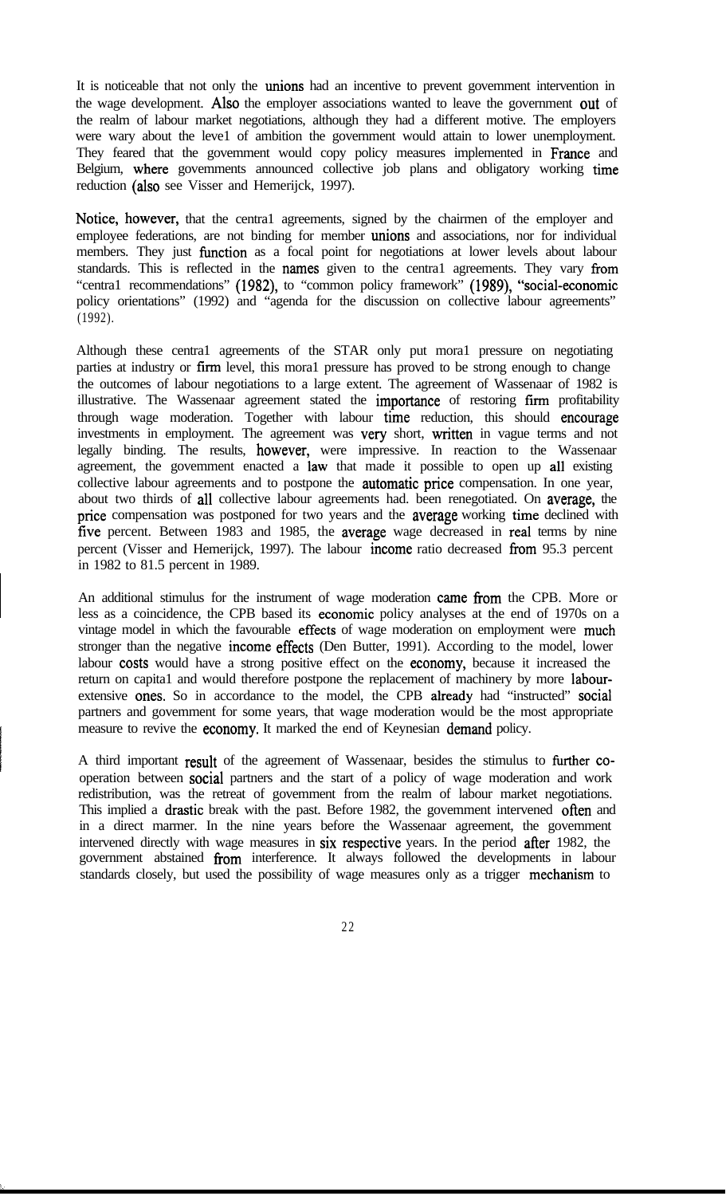It is noticeable that not only the unions had an incentive to prevent government intervention in the wage development. Also the employer associations wanted to leave the government out of the realm of labour market negotiations, although they had a different motive. The employers were wary about the level of ambition the government would attain to lower unemployment. They feared that the government would copy policy measures implemented in France and Belgium, where governments announced collective job plans and obligatory working time reduction (also see Visser and Hemerijck, 1997).

Notice, however, that the central agreements, signed by the chairmen of the employer and employee federations, are not binding for member unions and associations, nor for individual members. They just function as a focal point for negotiations at lower levels about labour standards. This is reflected in the names given to the central agreements. They vary from "central recommendations" (1982), to "common policy framework" (1989), "social-economic policy orientations" (1992) and "agenda for the discussion on collective labour agreements" (1992).

Although these central agreements of the STAR only put moral pressure on negotiating parties at industry or firm level, this moral pressure has proved to be strong enough to change the outcomes of labour negotiations to a large extent. The agreement of Wassenaar of 1982 is illustrative. The Wassenaar agreement stated the importance of restoring firm profitability through wage moderation. Together with labour time reduction, this should encourage investments in employment. The agreement was very short, written in vague terms and not legally binding. The results, however, were impressive. In reaction to the Wassenaar agreement, the government enacted a law that made it possible to open up all existing collective labour agreements and to postpone the automatic price compensation. In one year, about two thirds of all collective labour agreements had. been renegotiated. On average, the price compensation was postponed for two years and the average working time declined with five percent. Between 1983 and 1985, the average wage decreased in real terms by nine percent (Visser and Hemerijck, 1997). The labour income ratio decreased from 95.3 percent in 1982 to 81.5 percent in 1989.

An additional stimulus for the instrument of wage moderation came from the CPB. More or less as a coincidence, the CPB based its economic policy analyses at the end of 1970s on a vintage model in which the favourable effects of wage moderation on employment were much stronger than the negative income effects (Den Butter, 1991). According to the model, lower labour costs would have a strong positive effect on the economy, because it increased the return on capital and would therefore postpone the replacement of machinery by more labour-extensive ones. So in accordance to the model, the CPB already had "instructed" social partners and government for some years, that wage moderation would be the most appropriate measure to revive the economy. It marked the end of Keynesian demand policy.

A third important result of the agreement of Wassenaar, besides the stimulus to further co-operation between social partners and the start of a policy of wage moderation and work redistribution, was the retreat of government from the realm of labour market negotiations. This implied a drastic break with the past. Before 1982, the government intervened often and in a direct marmer. In the nine years before the Wassenaar agreement, the government intervened directly with wage measures in six respective years. In the period after 1982, the government abstained from interference. It always followed the developments in labour standards closely, but used the possibility of wage measures only as a trigger mechanism to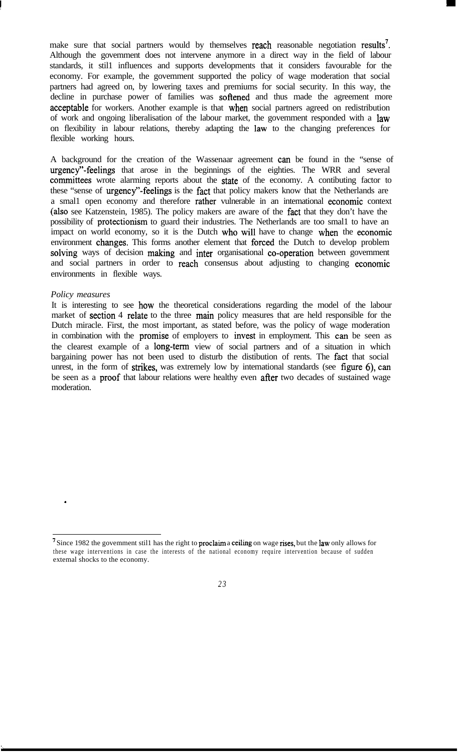make sure that social partners would by themselves reach reasonable negotiation results[7]. Although the government does not intervene anymore in a direct way in the field of labour standards, it stil1 influences and supports developments that it considers favourable for the economy. For example, the government supported the policy of wage moderation that social partners had agreed on, by lowering taxes and premiums for social security. In this way, the decline in purchase power of families was softened and thus made the agreement more acceptable for workers. Another example is that when social partners agreed on redistribution of work and ongoing liberalisation of the labour market, the government responded with a law on flexibility in labour relations, thereby adapting the law to the changing preferences for flexible working hours.

A background for the creation of the Wassenaar agreement can be found in the "sense of urgency"-feelings that arose in the beginnings of the eighties. The WRR and several committees wrote alarming reports about the state of the economy. A contibuting factor to these "sense of urgency"-feelings is the fact that policy makers know that the Netherlands are a smal1 open economy and therefore rather vulnerable in an international economic context (also see Katzenstein, 1985). The policy makers are aware of the fact that they don't have the possibility of protectionism to guard their industries. The Netherlands are too smal1 to have an impact on world economy, so it is the Dutch who will have to change when the economic environment changes. This forms another element that forced the Dutch to develop problem solving ways of decision making and inter organisational co-operation between government and social partners in order to reach consensus about adjusting to changing economic environments in flexible ways.

*Policy measures*

It is interesting to see how the theoretical considerations regarding the model of the labour market of section 4 relate to the three main policy measures that are held responsible for the Dutch miracle. First, the most important, as stated before, was the policy of wage moderation in combination with the promise of employers to invest in employment. This can be seen as the clearest example of a long-term view of social partners and of a situation in which bargaining power has not been used to disturb the distibution of rents. The fact that social unrest, in the form of strikes, was extremely low by international standards (see figure 6), can be seen as a proof that labour relations were healthy even after two decades of sustained wage moderation.

[7] Since 1982 the government stil1 has the right to proclaim a ceiling on wage rises, but the law only allows for these wage interventions in case the interests of the national economy require intervention because of sudden extemal shocks to the economy.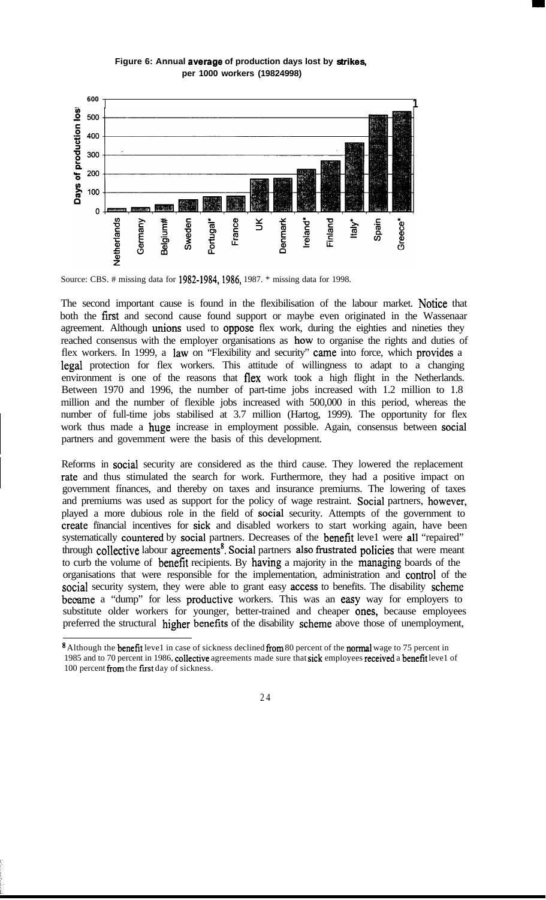**Figure 6: Annual average of production days lost by strikes, per 1000 workers (19824998)**

Source: CBS. # missing data for 1982-1984, 1986, 1987. * missing data for 1998.

The second important cause is found in the flexibilisation of the labour market. Notice that both the first and second cause found support or maybe even originated in the Wassenaar agreement. Although unions used to oppose flex work, during the eighties and nineties they reached consensus with the employer organisations as how to organise the rights and duties of flex workers. In 1999, a law on "Flexibility and security" came into force, which provides a legal protection for flex workers. This attitude of willingness to adapt to a changing environment is one of the reasons that flex work took a high flight in the Netherlands. Between 1970 and 1996, the number of part-time jobs increased with 1.2 million to 1.8 million and the number of flexible jobs increased with 500,000 in this period, whereas the number of full-time jobs stabilised at 3.7 million (Hartog, 1999). The opportunity for flex work thus made a huge increase in employment possible. Again, consensus between social partners and government were the basis of this development.

Reforms in social security are considered as the third cause. They lowered the replacement rate and thus stimulated the search for work. Furthermore, they had a positive impact on government finances, and thereby on taxes and insurance premiums. The lowering of taxes and premiums was used as support for the policy of wage restraint. Social partners, however, played a more dubious role in the field of social security. Attempts of the government to create financial incentives for sick and disabled workers to start working again, have been systematically countered by social partners. Decreases of the benefit level were all "repaired" through collective labour agreements[8]. Social partners also frustrated policies that were meant to curb the volume of benefit recipients. By having a majority in the managing boards of the organisations that were responsible for the implementation, administration and control of the social security system, they were able to grant easy access to benefits. The disability scheme became a "dump" for less productive workers. This was an easy way for employers to substitute older workers for younger, better-trained and cheaper ones, because employees preferred the structural higher benefits of the disability scheme above those of unemployment,

[8] Although the benefit level in case of sickness declined from 80 percent of the normal wage to 75 percent in 1985 and to 70 percent in 1986, collective agreements made sure that sick employees received a benefit level of 100 percent from the first day of sickness.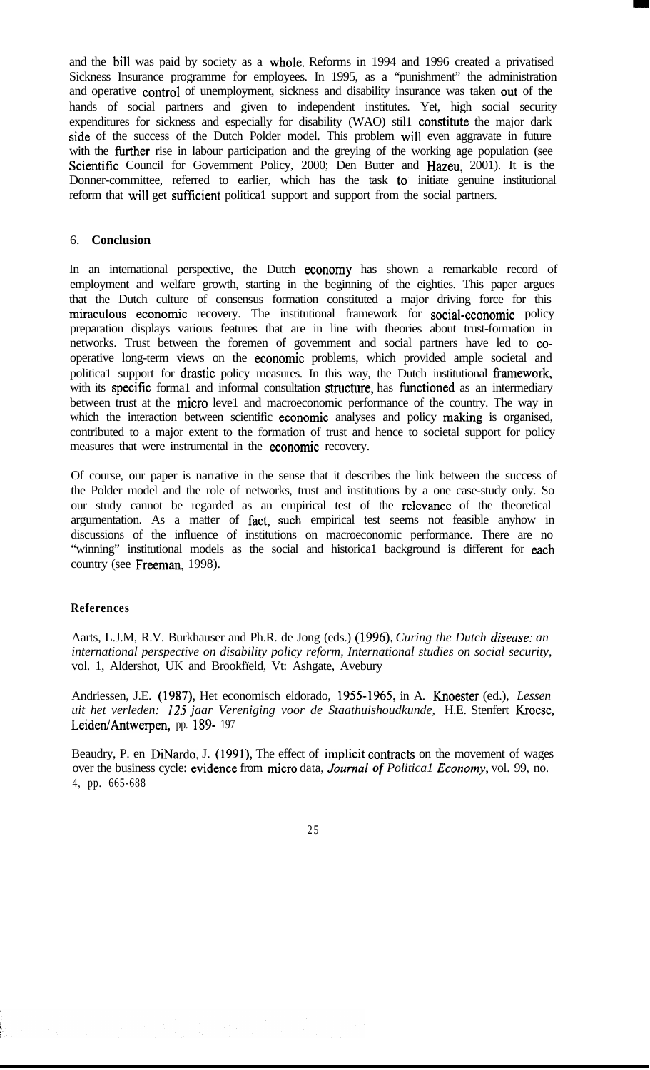and the bill was paid by society as a whole. Reforms in 1994 and 1996 created a privatised Sickness Insurance programme for employees. In 1995, as a "punishment" the administration and operative control of unemployment, sickness and disability insurance was taken out of the hands of social partners and given to independent institutes. Yet, high social security expenditures for sickness and especially for disability (WAO) still constitute the major dark side of the success of the Dutch Polder model. This problem will even aggravate in future with the further rise in labour participation and the greying of the working age population (see Scientific Council for Government Policy, 2000; Den Butter and Hazeu, 2001). It is the Donner-committee, referred to earlier, which has the task to initiate genuine institutional reform that will get sufficient political support and support from the social partners.

## 6. Conclusion

In an international perspective, the Dutch economy has shown a remarkable record of employment and welfare growth, starting in the beginning of the eighties. This paper argues that the Dutch culture of consensus formation constituted a major driving force for this miraculous economic recovery. The institutional framework for social-economic policy preparation displays various features that are in line with theories about trust-formation in networks. Trust between the foremen of government and social partners have led to co-operative long-term views on the economic problems, which provided ample societal and political support for drastic policy measures. In this way, the Dutch institutional framework, with its specific formal and informal consultation structure, has functioned as an intermediary between trust at the micro level and macroeconomic performance of the country. The way in which the interaction between scientific economic analyses and policy making is organised, contributed to a major extent to the formation of trust and hence to societal support for policy measures that were instrumental in the economic recovery.

Of course, our paper is narrative in the sense that it describes the link between the success of the Polder model and the role of networks, trust and institutions by a one case-study only. So our study cannot be regarded as an empirical test of the relevance of the theoretical argumentation. As a matter of fact, such empirical test seems not feasible anyhow in discussions of the influence of institutions on macroeconomic performance. There are no "winning" institutional models as the social and historical background is different for each country (see Freeman, 1998).

## References

Aarts, L.J.M, R.V. Burkhauser and Ph.R. de Jong (eds.) (1996), *Curing the Dutch disease: an international perspective on disability policy reform, International studies on social security,* vol. 1, Aldershot, UK and Brookfield, Vt: Ashgate, Avebury

Andriessen, J.E. (1987), Het economisch eldorado, 1955-1965, in A. Knoester (ed.), *Lessen uit het verleden: 125 jaar Vereniging voor de Staathuishoudkunde,* H.E. Stenfert Kroese, Leiden/Antwerpen, pp. 189-197

Beaudry, P. en DiNardo, J. (1991), The effect of implicit contracts on the movement of wages over the business cycle: evidence from micro data, *Journal of Political Economy*, vol. 99, no. 4, pp. 665-688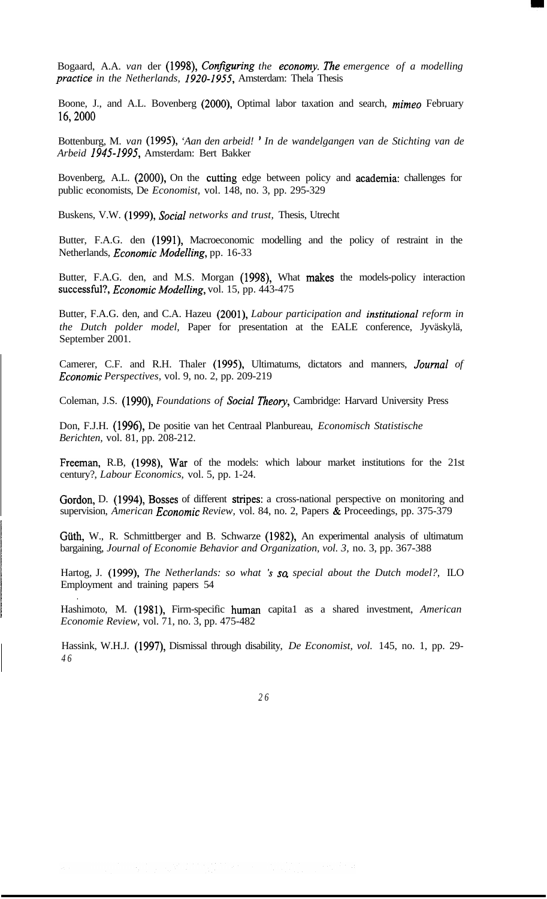Bogaard, A.A. *van* der (1998), *Configuring the economy. The emergence of a modelling practice in the Netherlands, 1920-1955*, Amsterdam: Thela Thesis

Boone, J., and A.L. Bovenberg (2000), Optimal labor taxation and search, *mimeo* February 16, 2000

Bottenburg, M. *van* (1995), *'Aan den arbeid! ' In de wandelgangen van de Stichting van de Arbeid 1945-1995*, Amsterdam: Bert Bakker

Bovenberg, A.L. (2000), On the cutting edge between policy and academia: challenges for public economists, De *Economist*, vol. 148, no. 3, pp. 295-329

Buskens, V.W. (1999), *Social networks and trust,* Thesis, Utrecht

Butter, F.A.G. den (1991), Macroeconomic modelling and the policy of restraint in the Netherlands, *Economic Modelling*, pp. 16-33

Butter, F.A.G. den, and M.S. Morgan (1998), What makes the models-policy interaction successful?, *Economic Modelling*, vol. 15, pp. 443-475

Butter, F.A.G. den, and C.A. Hazeu (2001), *Labour participation and institutional reform in the Dutch polder model*, Paper for presentation at the EALE conference, Jyväskylä, September 2001.

Camerer, C.F. and R.H. Thaler (1995), Ultimatums, dictators and manners, *Journal of Economic Perspectives*, vol. 9, no. 2, pp. 209-219

Coleman, J.S. (1990), *Foundations of Social Theory*, Cambridge: Harvard University Press

Don, F.J.H. (1996), De positie van het Centraal Planbureau, *Economisch Statistische Berichten*, vol. 81, pp. 208-212.

Freeman, R.B, (1998), War of the models: which labour market institutions for the 21st century?, *Labour Economics*, vol. 5, pp. 1-24.

Gordon, D. (1994), Bosses of different stripes: a cross-national perspective on monitoring and supervision, *American Economic Review*, vol. 84, no. 2, Papers & Proceedings, pp. 375-379

Güth, W., R. Schmittberger and B. Schwarze (1982), An experimental analysis of ultimatum bargaining, *Journal of Economie Behavior and Organization, vol. 3,* no. 3, pp. 367-388

Hartog, J. (1999), *The Netherlands: so what 's so special about the Dutch model?,* ILO Employment and training papers 54

Hashimoto, M. (1981), Firm-specific human capita1 as a shared investment, *American Economie Review*, vol. 71, no. 3, pp. 475-482

Hassink, W.H.J. (1997), Dismissal through disability, *De Economist*, *vol.* 145, no. 1, pp. 29-46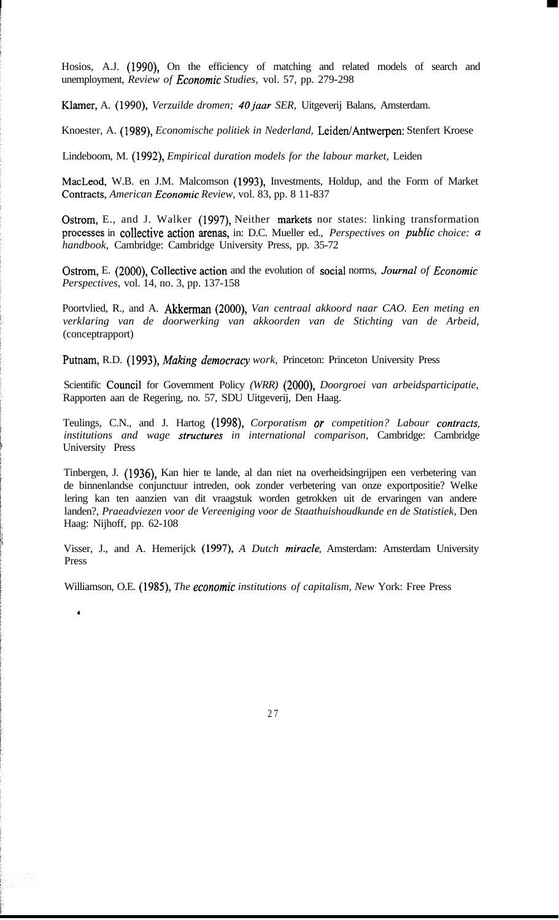Hosios, A.J. (1990), On the efficiency of matching and related models of search and unemployment, *Review of Economic Studies,* vol. 57, pp. 279-298

Klamer, A. (1990), *Verzuilde dromen; 40 jaar SER,* Uitgeverij Balans, Amsterdam.

Knoester, A. (1989), *Economische politiek in Nederland,* Leiden/Antwerpen: Stenfert Kroese

Lindeboom, M. (1992), *Empirical duration models for the labour market,* Leiden

MacLeod, W.B. en J.M. Malcomson (1993), Investments, Holdup, and the Form of Market Contracts, *American Economic Review,* vol. 83, pp. 8 11-837

Ostrom, E., and J. Walker (1997), Neither markets nor states: linking transformation processes in collective action arenas, in: D.C. Mueller ed., *Perspectives on public choice: a handbook,* Cambridge: Cambridge University Press, pp. 35-72

Ostrom, E. (2000), Collective action and the evolution of social norms, *Journal of Economic Perspectives,* vol. 14, no. 3, pp. 137-158

Poortvlied, R., and A. Akkerman (2000), *Van centraal akkoord naar CAO. Een meting en verklaring van de doorwerking van akkoorden van de Stichting van de Arbeid,* (conceptrapport)

Putnam, R.D. (1993), *Making democracy work,* Princeton: Princeton University Press

Scientific Council for Government Policy *(WRR)* (2000), *Doorgroei van arbeidsparticipatie,* Rapporten aan de Regering, no. 57, SDU Uitgeverij, Den Haag.

Teulings, C.N., and J. Hartog (1998), *Corporatism or competition? Labour contracts, institutions and wage structures in international comparison,* Cambridge: Cambridge University Press

Tinbergen, J. (1936), Kan hier te lande, al dan niet na overheidsingrijpen een verbetering van de binnenlandse conjunctuur intreden, ook zonder verbetering van onze exportpositie? Welke lering kan ten aanzien van dit vraagstuk worden getrokken uit de ervaringen van andere landen?, *Praeadviezen voor de Vereeniging voor de Staathuishoudkunde en de Statistiek,* Den Haag: Nijhoff, pp. 62-108

Visser, J., and A. Hemerijck (1997), *A Dutch miracle,* Amsterdam: Amsterdam University Press

Williamson, O.E. (1985), *The economic institutions of capitalism, New* York: Free Press